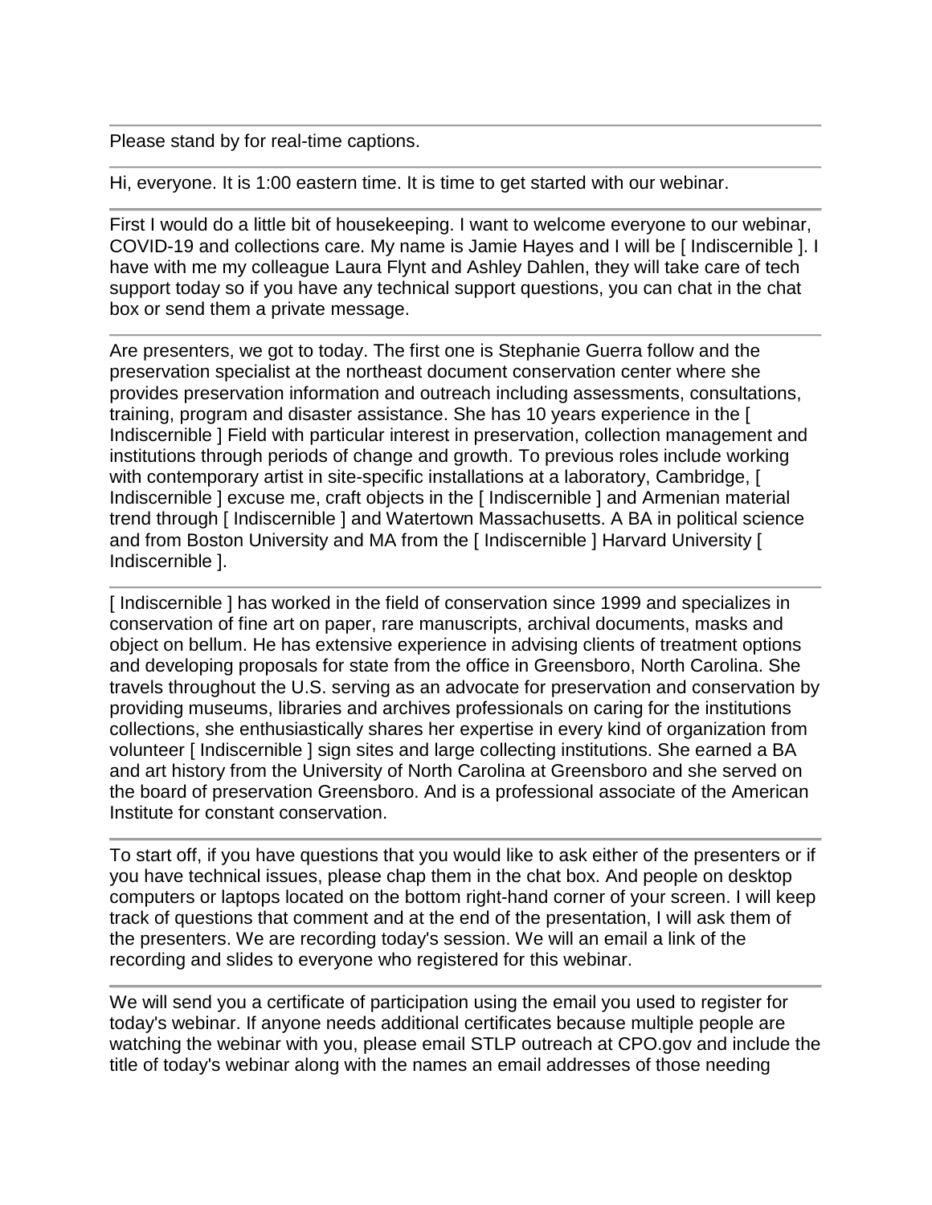Please stand by for real-time captions.

---

Hi, everyone. It is 1:00 eastern time. It is time to get started with our webinar.

---

First I would do a little bit of housekeeping. I want to welcome everyone to our webinar, COVID-19 and collections care. My name is Jamie Hayes and I will be [ Indiscernible ]. I have with me my colleague Laura Flynt and Ashley Dahlen, they will take care of tech support today so if you have any technical support questions, you can chat in the chat box or send them a private message.

---

Are presenters, we got to today. The first one is Stephanie Guerra follow and the preservation specialist at the northeast document conservation center where she provides preservation information and outreach including assessments, consultations, training, program and disaster assistance. She has 10 years experience in the [ Indiscernible ] Field with particular interest in preservation, collection management and institutions through periods of change and growth. To previous roles include working with contemporary artist in site-specific installations at a laboratory, Cambridge, [ Indiscernible ] excuse me, craft objects in the [ Indiscernible ] and Armenian material trend through [ Indiscernible ] and Watertown Massachusetts. A BA in political science and from Boston University and MA from the [ Indiscernible ] Harvard University [ Indiscernible ].

---

[ Indiscernible ] has worked in the field of conservation since 1999 and specializes in conservation of fine art on paper, rare manuscripts, archival documents, masks and object on bellum. He has extensive experience in advising clients of treatment options and developing proposals for state from the office in Greensboro, North Carolina. She travels throughout the U.S. serving as an advocate for preservation and conservation by providing museums, libraries and archives professionals on caring for the institutions collections, she enthusiastically shares her expertise in every kind of organization from volunteer [ Indiscernible ] sign sites and large collecting institutions. She earned a BA and art history from the University of North Carolina at Greensboro and she served on the board of preservation Greensboro. And is a professional associate of the American Institute for constant conservation.

---

To start off, if you have questions that you would like to ask either of the presenters or if you have technical issues, please chap them in the chat box. And people on desktop computers or laptops located on the bottom right-hand corner of your screen. I will keep track of questions that comment and at the end of the presentation, I will ask them of the presenters. We are recording today's session. We will an email a link of the recording and slides to everyone who registered for this webinar.

---

We will send you a certificate of participation using the email you used to register for today's webinar. If anyone needs additional certificates because multiple people are watching the webinar with you, please email STLP outreach at CPO.gov and include the title of today's webinar along with the names an email addresses of those needing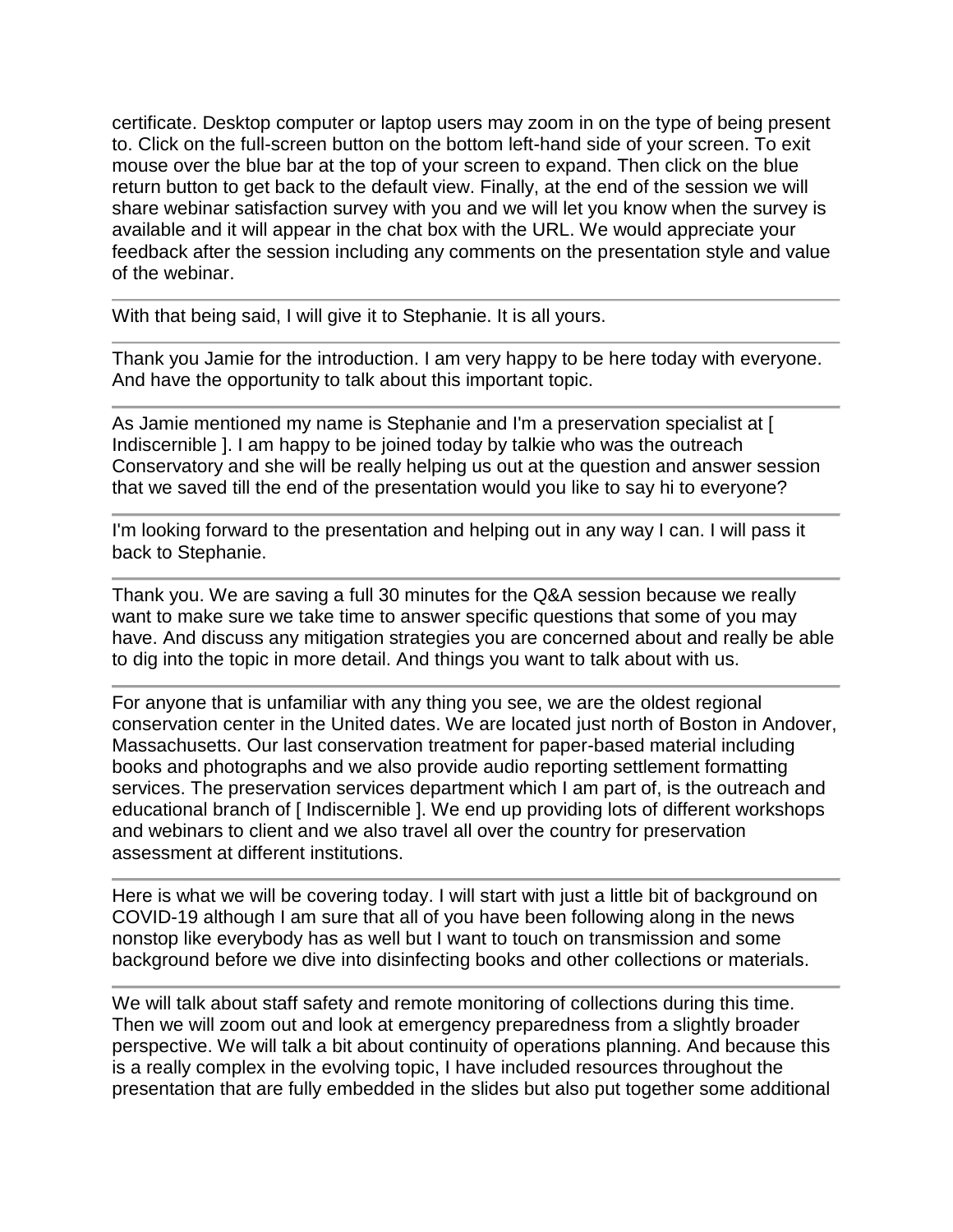certificate. Desktop computer or laptop users may zoom in on the type of being present to. Click on the full-screen button on the bottom left-hand side of your screen. To exit mouse over the blue bar at the top of your screen to expand. Then click on the blue return button to get back to the default view. Finally, at the end of the session we will share webinar satisfaction survey with you and we will let you know when the survey is available and it will appear in the chat box with the URL. We would appreciate your feedback after the session including any comments on the presentation style and value of the webinar.

---

With that being said, I will give it to Stephanie. It is all yours.

---

Thank you Jamie for the introduction. I am very happy to be here today with everyone. And have the opportunity to talk about this important topic.

---

As Jamie mentioned my name is Stephanie and I'm a preservation specialist at [ Indiscernible ]. I am happy to be joined today by talkie who was the outreach Conservatory and she will be really helping us out at the question and answer session that we saved till the end of the presentation would you like to say hi to everyone?

---

I'm looking forward to the presentation and helping out in any way I can. I will pass it back to Stephanie.

---

Thank you. We are saving a full 30 minutes for the Q&A session because we really want to make sure we take time to answer specific questions that some of you may have. And discuss any mitigation strategies you are concerned about and really be able to dig into the topic in more detail. And things you want to talk about with us.

---

For anyone that is unfamiliar with any thing you see, we are the oldest regional conservation center in the United dates. We are located just north of Boston in Andover, Massachusetts. Our last conservation treatment for paper-based material including books and photographs and we also provide audio reporting settlement formatting services. The preservation services department which I am part of, is the outreach and educational branch of [ Indiscernible ]. We end up providing lots of different workshops and webinars to client and we also travel all over the country for preservation assessment at different institutions.

---

Here is what we will be covering today. I will start with just a little bit of background on COVID-19 although I am sure that all of you have been following along in the news nonstop like everybody has as well but I want to touch on transmission and some background before we dive into disinfecting books and other collections or materials.

---

We will talk about staff safety and remote monitoring of collections during this time. Then we will zoom out and look at emergency preparedness from a slightly broader perspective. We will talk a bit about continuity of operations planning. And because this is a really complex in the evolving topic, I have included resources throughout the presentation that are fully embedded in the slides but also put together some additional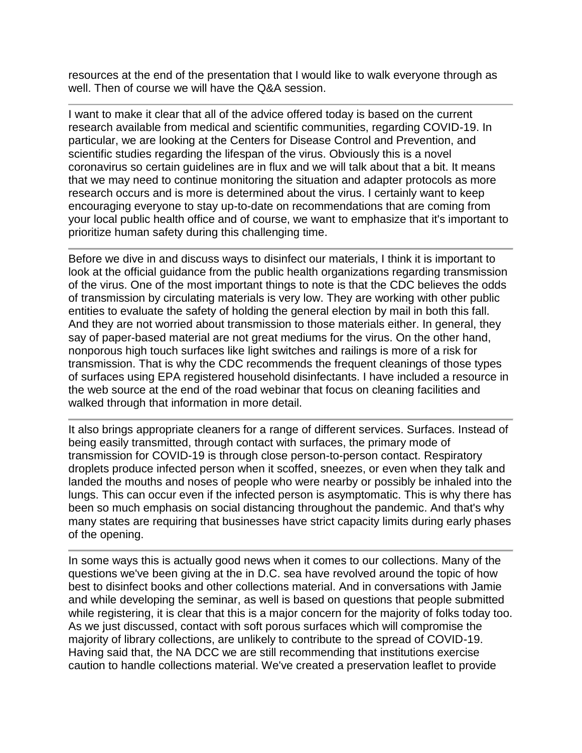resources at the end of the presentation that I would like to walk everyone through as well. Then of course we will have the Q&A session.

---

I want to make it clear that all of the advice offered today is based on the current research available from medical and scientific communities, regarding COVID-19. In particular, we are looking at the Centers for Disease Control and Prevention, and scientific studies regarding the lifespan of the virus. Obviously this is a novel coronavirus so certain guidelines are in flux and we will talk about that a bit. It means that we may need to continue monitoring the situation and adapter protocols as more research occurs and is more is determined about the virus. I certainly want to keep encouraging everyone to stay up-to-date on recommendations that are coming from your local public health office and of course, we want to emphasize that it's important to prioritize human safety during this challenging time.

---

Before we dive in and discuss ways to disinfect our materials, I think it is important to look at the official guidance from the public health organizations regarding transmission of the virus. One of the most important things to note is that the CDC believes the odds of transmission by circulating materials is very low. They are working with other public entities to evaluate the safety of holding the general election by mail in both this fall. And they are not worried about transmission to those materials either. In general, they say of paper-based material are not great mediums for the virus. On the other hand, nonporous high touch surfaces like light switches and railings is more of a risk for transmission. That is why the CDC recommends the frequent cleanings of those types of surfaces using EPA registered household disinfectants. I have included a resource in the web source at the end of the road webinar that focus on cleaning facilities and walked through that information in more detail.

---

It also brings appropriate cleaners for a range of different services. Surfaces. Instead of being easily transmitted, through contact with surfaces, the primary mode of transmission for COVID-19 is through close person-to-person contact. Respiratory droplets produce infected person when it scoffed, sneezes, or even when they talk and landed the mouths and noses of people who were nearby or possibly be inhaled into the lungs. This can occur even if the infected person is asymptomatic. This is why there has been so much emphasis on social distancing throughout the pandemic. And that's why many states are requiring that businesses have strict capacity limits during early phases of the opening.

---

In some ways this is actually good news when it comes to our collections. Many of the questions we've been giving at the in D.C. sea have revolved around the topic of how best to disinfect books and other collections material. And in conversations with Jamie and while developing the seminar, as well is based on questions that people submitted while registering, it is clear that this is a major concern for the majority of folks today too. As we just discussed, contact with soft porous surfaces which will compromise the majority of library collections, are unlikely to contribute to the spread of COVID-19. Having said that, the NA DCC we are still recommending that institutions exercise caution to handle collections material. We've created a preservation leaflet to provide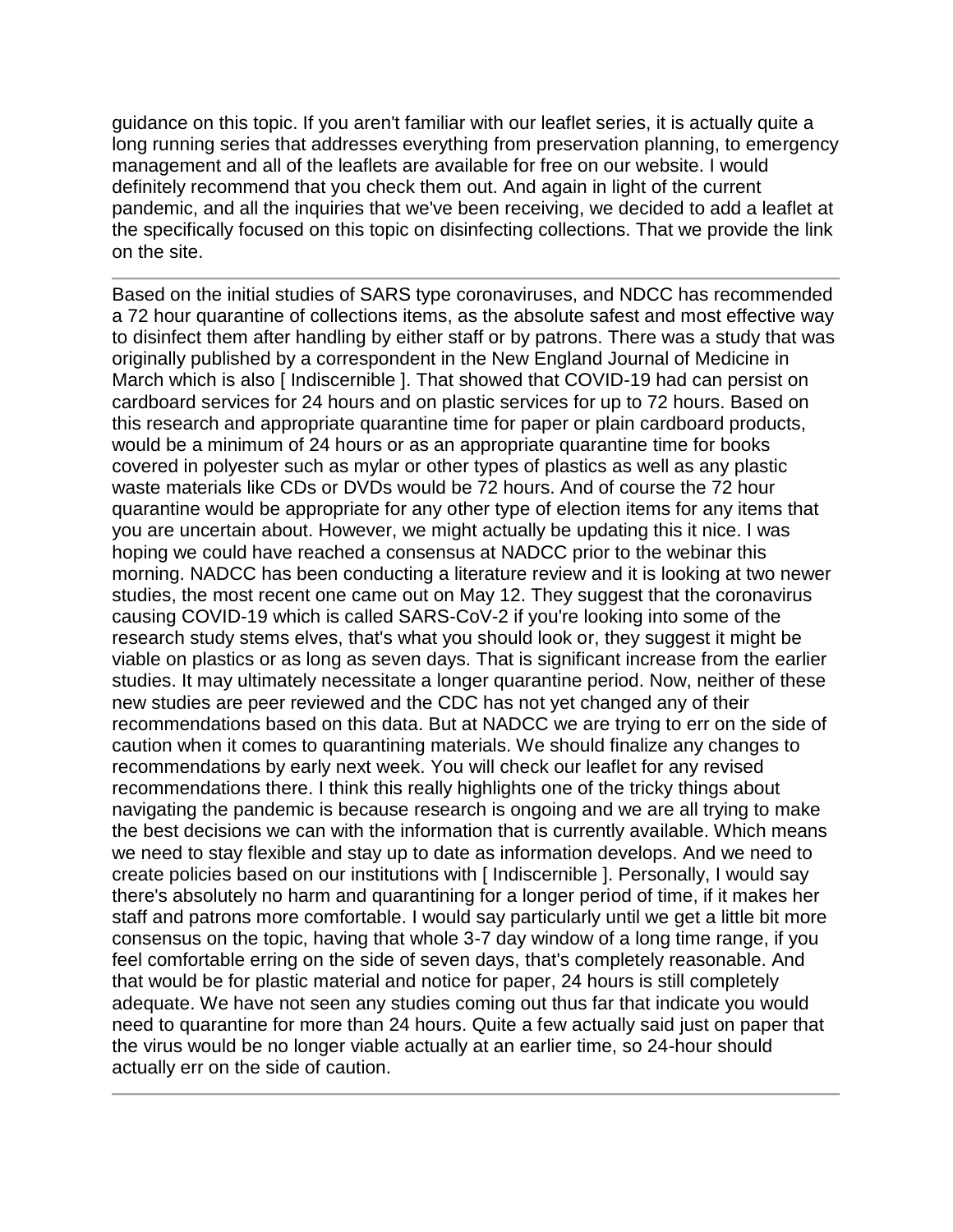guidance on this topic. If you aren't familiar with our leaflet series, it is actually quite a long running series that addresses everything from preservation planning, to emergency management and all of the leaflets are available for free on our website. I would definitely recommend that you check them out. And again in light of the current pandemic, and all the inquiries that we've been receiving, we decided to add a leaflet at the specifically focused on this topic on disinfecting collections. That we provide the link on the site.

---

Based on the initial studies of SARS type coronaviruses, and NDCC has recommended a 72 hour quarantine of collections items, as the absolute safest and most effective way to disinfect them after handling by either staff or by patrons. There was a study that was originally published by a correspondent in the New England Journal of Medicine in March which is also [ Indiscernible ]. That showed that COVID-19 had can persist on cardboard services for 24 hours and on plastic services for up to 72 hours. Based on this research and appropriate quarantine time for paper or plain cardboard products, would be a minimum of 24 hours or as an appropriate quarantine time for books covered in polyester such as mylar or other types of plastics as well as any plastic waste materials like CDs or DVDs would be 72 hours. And of course the 72 hour quarantine would be appropriate for any other type of election items for any items that you are uncertain about. However, we might actually be updating this it nice. I was hoping we could have reached a consensus at NADCC prior to the webinar this morning. NADCC has been conducting a literature review and it is looking at two newer studies, the most recent one came out on May 12. They suggest that the coronavirus causing COVID-19 which is called SARS-CoV-2 if you're looking into some of the research study stems elves, that's what you should look or, they suggest it might be viable on plastics or as long as seven days. That is significant increase from the earlier studies. It may ultimately necessitate a longer quarantine period. Now, neither of these new studies are peer reviewed and the CDC has not yet changed any of their recommendations based on this data. But at NADCC we are trying to err on the side of caution when it comes to quarantining materials. We should finalize any changes to recommendations by early next week. You will check our leaflet for any revised recommendations there. I think this really highlights one of the tricky things about navigating the pandemic is because research is ongoing and we are all trying to make the best decisions we can with the information that is currently available. Which means we need to stay flexible and stay up to date as information develops. And we need to create policies based on our institutions with [ Indiscernible ]. Personally, I would say there's absolutely no harm and quarantining for a longer period of time, if it makes her staff and patrons more comfortable. I would say particularly until we get a little bit more consensus on the topic, having that whole 3-7 day window of a long time range, if you feel comfortable erring on the side of seven days, that's completely reasonable. And that would be for plastic material and notice for paper, 24 hours is still completely adequate. We have not seen any studies coming out thus far that indicate you would need to quarantine for more than 24 hours. Quite a few actually said just on paper that the virus would be no longer viable actually at an earlier time, so 24-hour should actually err on the side of caution.

---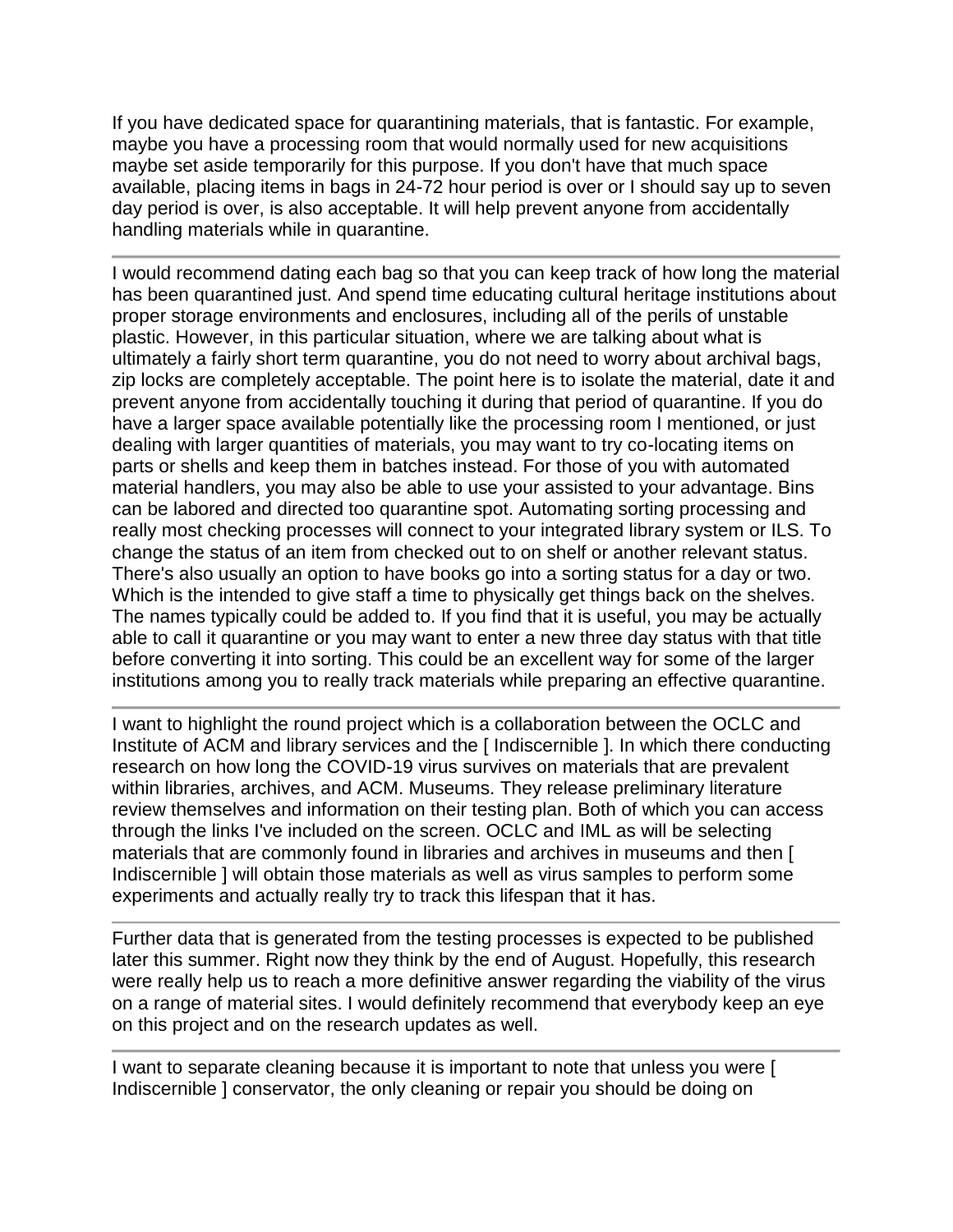If you have dedicated space for quarantining materials, that is fantastic. For example, maybe you have a processing room that would normally used for new acquisitions maybe set aside temporarily for this purpose. If you don't have that much space available, placing items in bags in 24-72 hour period is over or I should say up to seven day period is over, is also acceptable. It will help prevent anyone from accidentally handling materials while in quarantine.

---

I would recommend dating each bag so that you can keep track of how long the material has been quarantined just. And spend time educating cultural heritage institutions about proper storage environments and enclosures, including all of the perils of unstable plastic. However, in this particular situation, where we are talking about what is ultimately a fairly short term quarantine, you do not need to worry about archival bags, zip locks are completely acceptable. The point here is to isolate the material, date it and prevent anyone from accidentally touching it during that period of quarantine. If you do have a larger space available potentially like the processing room I mentioned, or just dealing with larger quantities of materials, you may want to try co-locating items on parts or shells and keep them in batches instead. For those of you with automated material handlers, you may also be able to use your assisted to your advantage. Bins can be labored and directed too quarantine spot. Automating sorting processing and really most checking processes will connect to your integrated library system or ILS. To change the status of an item from checked out to on shelf or another relevant status. There's also usually an option to have books go into a sorting status for a day or two. Which is the intended to give staff a time to physically get things back on the shelves. The names typically could be added to. If you find that it is useful, you may be actually able to call it quarantine or you may want to enter a new three day status with that title before converting it into sorting. This could be an excellent way for some of the larger institutions among you to really track materials while preparing an effective quarantine.

---

I want to highlight the round project which is a collaboration between the OCLC and Institute of ACM and library services and the [ Indiscernible ]. In which there conducting research on how long the COVID-19 virus survives on materials that are prevalent within libraries, archives, and ACM. Museums. They release preliminary literature review themselves and information on their testing plan. Both of which you can access through the links I've included on the screen. OCLC and IML as will be selecting materials that are commonly found in libraries and archives in museums and then [ Indiscernible ] will obtain those materials as well as virus samples to perform some experiments and actually really try to track this lifespan that it has.

---

Further data that is generated from the testing processes is expected to be published later this summer. Right now they think by the end of August. Hopefully, this research were really help us to reach a more definitive answer regarding the viability of the virus on a range of material sites. I would definitely recommend that everybody keep an eye on this project and on the research updates as well.

---

I want to separate cleaning because it is important to note that unless you were [ Indiscernible ] conservator, the only cleaning or repair you should be doing on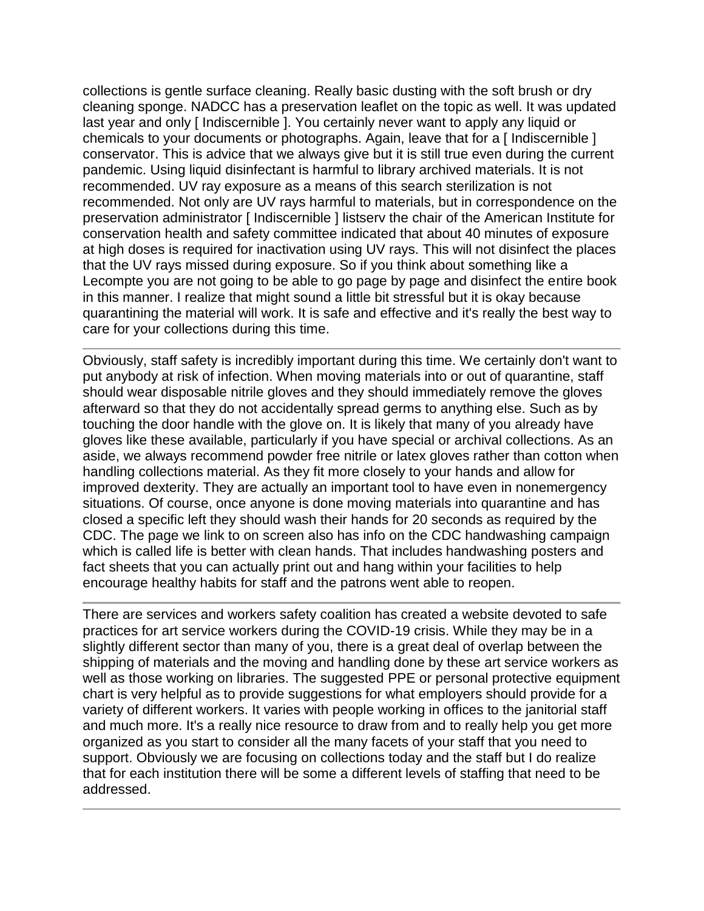collections is gentle surface cleaning. Really basic dusting with the soft brush or dry cleaning sponge. NADCC has a preservation leaflet on the topic as well. It was updated last year and only [ Indiscernible ]. You certainly never want to apply any liquid or chemicals to your documents or photographs. Again, leave that for a [ Indiscernible ] conservator. This is advice that we always give but it is still true even during the current pandemic. Using liquid disinfectant is harmful to library archived materials. It is not recommended. UV ray exposure as a means of this search sterilization is not recommended. Not only are UV rays harmful to materials, but in correspondence on the preservation administrator [ Indiscernible ] listserv the chair of the American Institute for conservation health and safety committee indicated that about 40 minutes of exposure at high doses is required for inactivation using UV rays. This will not disinfect the places that the UV rays missed during exposure. So if you think about something like a Lecompte you are not going to be able to go page by page and disinfect the entire book in this manner. I realize that might sound a little bit stressful but it is okay because quarantining the material will work. It is safe and effective and it's really the best way to care for your collections during this time.

---

Obviously, staff safety is incredibly important during this time. We certainly don't want to put anybody at risk of infection. When moving materials into or out of quarantine, staff should wear disposable nitrile gloves and they should immediately remove the gloves afterward so that they do not accidentally spread germs to anything else. Such as by touching the door handle with the glove on. It is likely that many of you already have gloves like these available, particularly if you have special or archival collections. As an aside, we always recommend powder free nitrile or latex gloves rather than cotton when handling collections material. As they fit more closely to your hands and allow for improved dexterity. They are actually an important tool to have even in nonemergency situations. Of course, once anyone is done moving materials into quarantine and has closed a specific left they should wash their hands for 20 seconds as required by the CDC. The page we link to on screen also has info on the CDC handwashing campaign which is called life is better with clean hands. That includes handwashing posters and fact sheets that you can actually print out and hang within your facilities to help encourage healthy habits for staff and the patrons went able to reopen.

---

There are services and workers safety coalition has created a website devoted to safe practices for art service workers during the COVID-19 crisis. While they may be in a slightly different sector than many of you, there is a great deal of overlap between the shipping of materials and the moving and handling done by these art service workers as well as those working on libraries. The suggested PPE or personal protective equipment chart is very helpful as to provide suggestions for what employers should provide for a variety of different workers. It varies with people working in offices to the janitorial staff and much more. It's a really nice resource to draw from and to really help you get more organized as you start to consider all the many facets of your staff that you need to support. Obviously we are focusing on collections today and the staff but I do realize that for each institution there will be some a different levels of staffing that need to be addressed.

---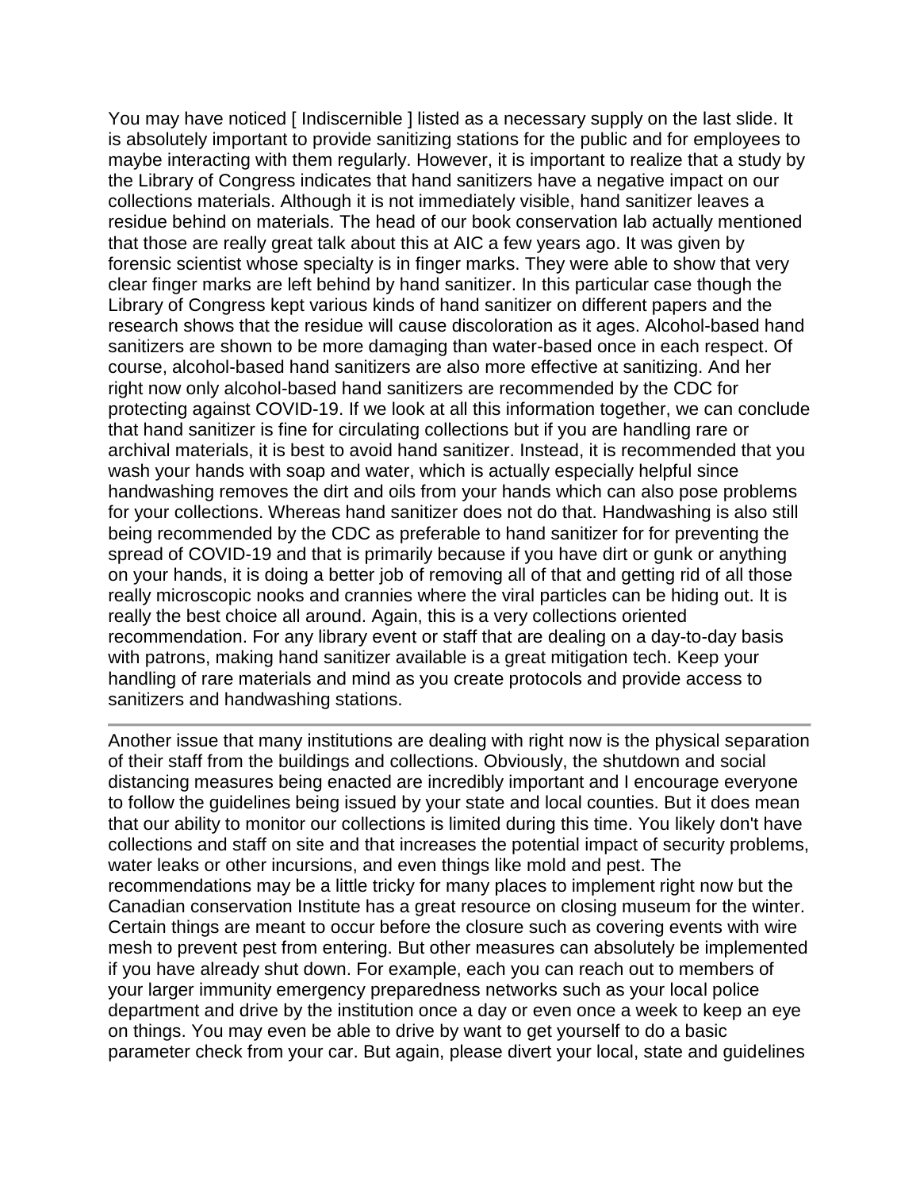You may have noticed [ Indiscernible ] listed as a necessary supply on the last slide. It is absolutely important to provide sanitizing stations for the public and for employees to maybe interacting with them regularly. However, it is important to realize that a study by the Library of Congress indicates that hand sanitizers have a negative impact on our collections materials. Although it is not immediately visible, hand sanitizer leaves a residue behind on materials. The head of our book conservation lab actually mentioned that those are really great talk about this at AIC a few years ago. It was given by forensic scientist whose specialty is in finger marks. They were able to show that very clear finger marks are left behind by hand sanitizer. In this particular case though the Library of Congress kept various kinds of hand sanitizer on different papers and the research shows that the residue will cause discoloration as it ages. Alcohol-based hand sanitizers are shown to be more damaging than water-based once in each respect. Of course, alcohol-based hand sanitizers are also more effective at sanitizing. And her right now only alcohol-based hand sanitizers are recommended by the CDC for protecting against COVID-19. If we look at all this information together, we can conclude that hand sanitizer is fine for circulating collections but if you are handling rare or archival materials, it is best to avoid hand sanitizer. Instead, it is recommended that you wash your hands with soap and water, which is actually especially helpful since handwashing removes the dirt and oils from your hands which can also pose problems for your collections. Whereas hand sanitizer does not do that. Handwashing is also still being recommended by the CDC as preferable to hand sanitizer for for preventing the spread of COVID-19 and that is primarily because if you have dirt or gunk or anything on your hands, it is doing a better job of removing all of that and getting rid of all those really microscopic nooks and crannies where the viral particles can be hiding out. It is really the best choice all around. Again, this is a very collections oriented recommendation. For any library event or staff that are dealing on a day-to-day basis with patrons, making hand sanitizer available is a great mitigation tech. Keep your handling of rare materials and mind as you create protocols and provide access to sanitizers and handwashing stations.

---

Another issue that many institutions are dealing with right now is the physical separation of their staff from the buildings and collections. Obviously, the shutdown and social distancing measures being enacted are incredibly important and I encourage everyone to follow the guidelines being issued by your state and local counties. But it does mean that our ability to monitor our collections is limited during this time. You likely don't have collections and staff on site and that increases the potential impact of security problems, water leaks or other incursions, and even things like mold and pest. The recommendations may be a little tricky for many places to implement right now but the Canadian conservation Institute has a great resource on closing museum for the winter. Certain things are meant to occur before the closure such as covering events with wire mesh to prevent pest from entering. But other measures can absolutely be implemented if you have already shut down. For example, each you can reach out to members of your larger immunity emergency preparedness networks such as your local police department and drive by the institution once a day or even once a week to keep an eye on things. You may even be able to drive by want to get yourself to do a basic parameter check from your car. But again, please divert your local, state and guidelines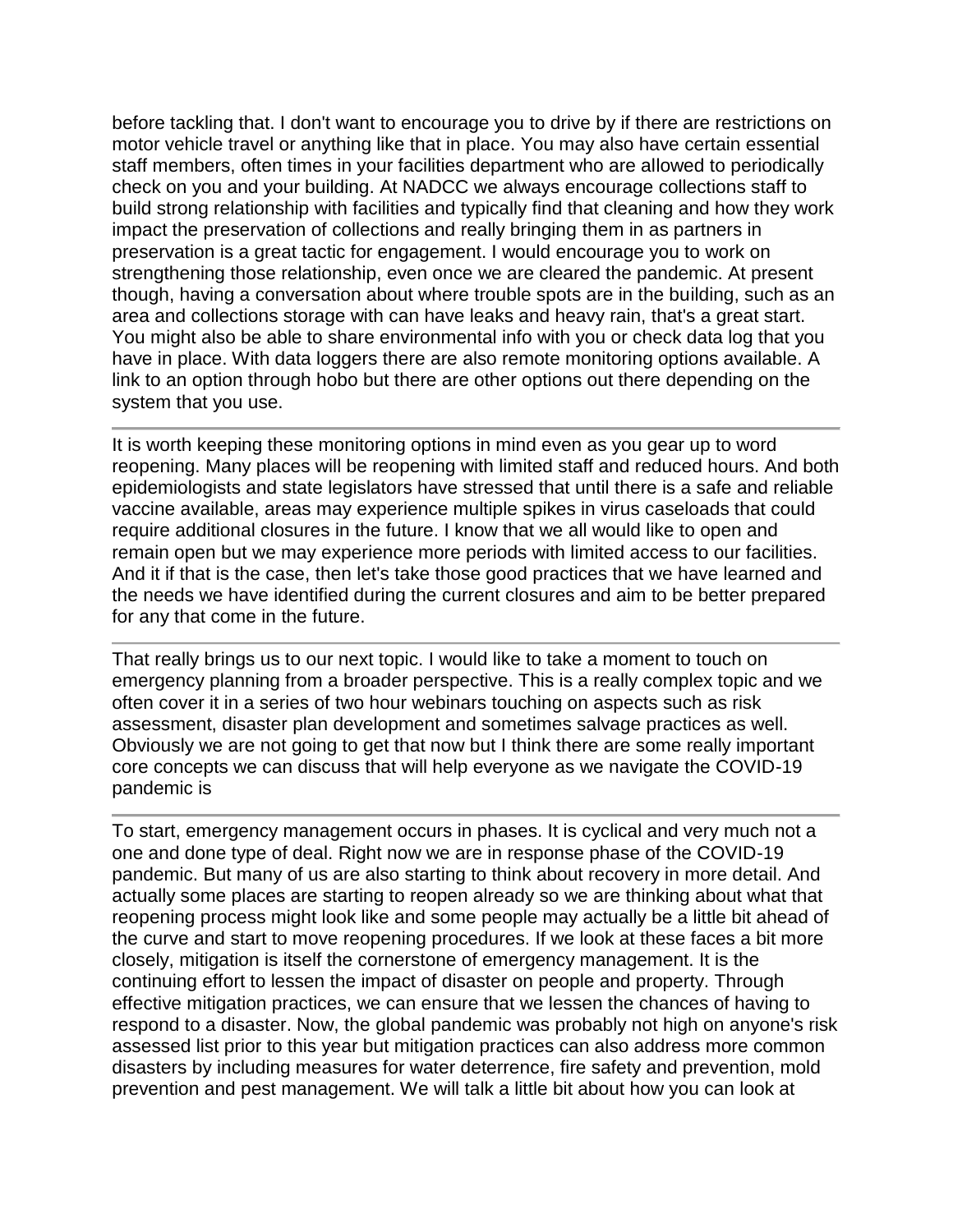before tackling that. I don't want to encourage you to drive by if there are restrictions on motor vehicle travel or anything like that in place. You may also have certain essential staff members, often times in your facilities department who are allowed to periodically check on you and your building. At NADCC we always encourage collections staff to build strong relationship with facilities and typically find that cleaning and how they work impact the preservation of collections and really bringing them in as partners in preservation is a great tactic for engagement. I would encourage you to work on strengthening those relationship, even once we are cleared the pandemic. At present though, having a conversation about where trouble spots are in the building, such as an area and collections storage with can have leaks and heavy rain, that's a great start. You might also be able to share environmental info with you or check data log that you have in place. With data loggers there are also remote monitoring options available. A link to an option through hobo but there are other options out there depending on the system that you use.

---

It is worth keeping these monitoring options in mind even as you gear up to word reopening. Many places will be reopening with limited staff and reduced hours. And both epidemiologists and state legislators have stressed that until there is a safe and reliable vaccine available, areas may experience multiple spikes in virus caseloads that could require additional closures in the future. I know that we all would like to open and remain open but we may experience more periods with limited access to our facilities. And it if that is the case, then let's take those good practices that we have learned and the needs we have identified during the current closures and aim to be better prepared for any that come in the future.

---

That really brings us to our next topic. I would like to take a moment to touch on emergency planning from a broader perspective. This is a really complex topic and we often cover it in a series of two hour webinars touching on aspects such as risk assessment, disaster plan development and sometimes salvage practices as well. Obviously we are not going to get that now but I think there are some really important core concepts we can discuss that will help everyone as we navigate the COVID-19 pandemic is

---

To start, emergency management occurs in phases. It is cyclical and very much not a one and done type of deal. Right now we are in response phase of the COVID-19 pandemic. But many of us are also starting to think about recovery in more detail. And actually some places are starting to reopen already so we are thinking about what that reopening process might look like and some people may actually be a little bit ahead of the curve and start to move reopening procedures. If we look at these faces a bit more closely, mitigation is itself the cornerstone of emergency management. It is the continuing effort to lessen the impact of disaster on people and property. Through effective mitigation practices, we can ensure that we lessen the chances of having to respond to a disaster. Now, the global pandemic was probably not high on anyone's risk assessed list prior to this year but mitigation practices can also address more common disasters by including measures for water deterrence, fire safety and prevention, mold prevention and pest management. We will talk a little bit about how you can look at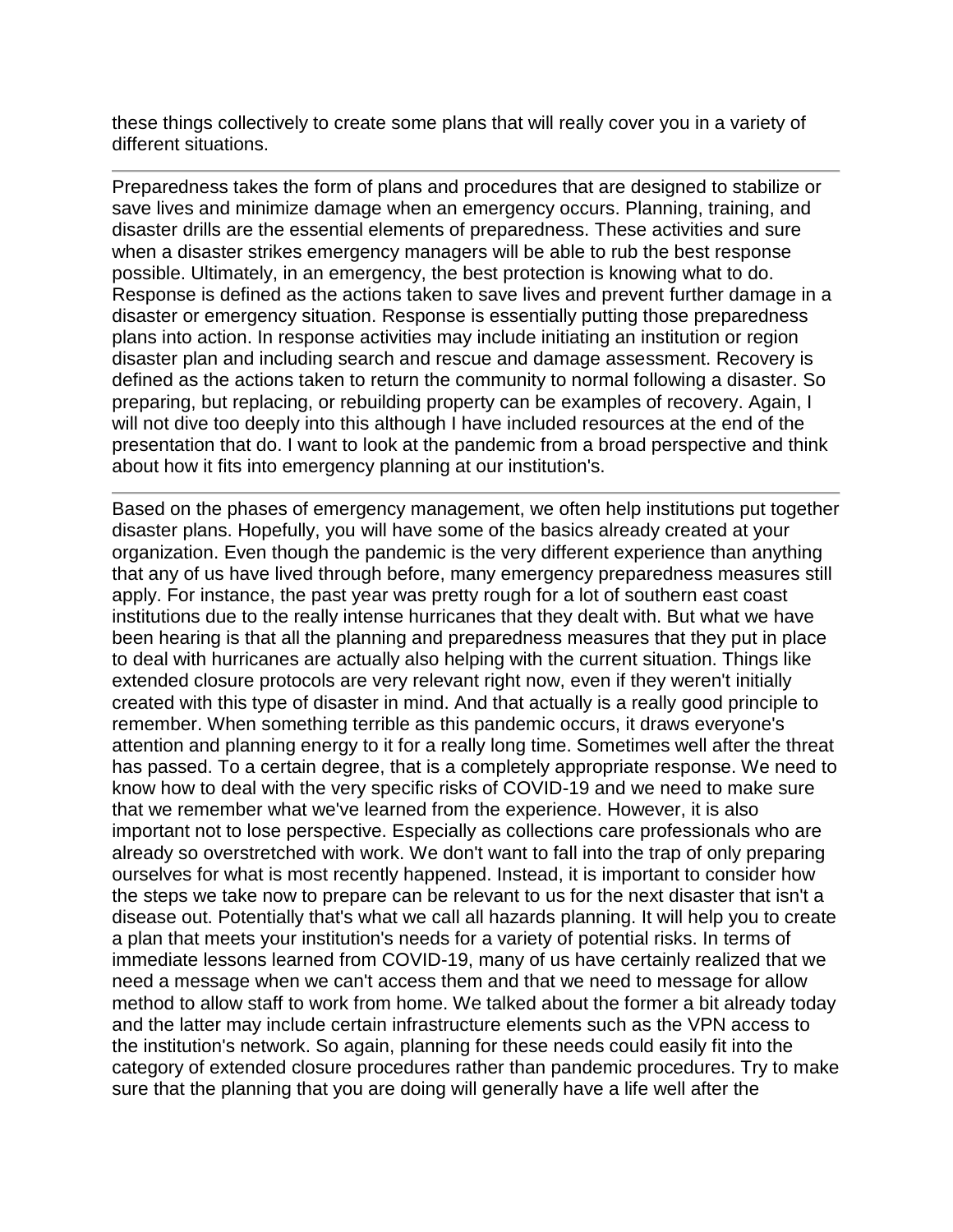these things collectively to create some plans that will really cover you in a variety of different situations.

---

Preparedness takes the form of plans and procedures that are designed to stabilize or save lives and minimize damage when an emergency occurs. Planning, training, and disaster drills are the essential elements of preparedness. These activities and sure when a disaster strikes emergency managers will be able to rub the best response possible. Ultimately, in an emergency, the best protection is knowing what to do. Response is defined as the actions taken to save lives and prevent further damage in a disaster or emergency situation. Response is essentially putting those preparedness plans into action. In response activities may include initiating an institution or region disaster plan and including search and rescue and damage assessment. Recovery is defined as the actions taken to return the community to normal following a disaster. So preparing, but replacing, or rebuilding property can be examples of recovery. Again, I will not dive too deeply into this although I have included resources at the end of the presentation that do. I want to look at the pandemic from a broad perspective and think about how it fits into emergency planning at our institution's.

---

Based on the phases of emergency management, we often help institutions put together disaster plans. Hopefully, you will have some of the basics already created at your organization. Even though the pandemic is the very different experience than anything that any of us have lived through before, many emergency preparedness measures still apply. For instance, the past year was pretty rough for a lot of southern east coast institutions due to the really intense hurricanes that they dealt with. But what we have been hearing is that all the planning and preparedness measures that they put in place to deal with hurricanes are actually also helping with the current situation. Things like extended closure protocols are very relevant right now, even if they weren't initially created with this type of disaster in mind. And that actually is a really good principle to remember. When something terrible as this pandemic occurs, it draws everyone's attention and planning energy to it for a really long time. Sometimes well after the threat has passed. To a certain degree, that is a completely appropriate response. We need to know how to deal with the very specific risks of COVID-19 and we need to make sure that we remember what we've learned from the experience. However, it is also important not to lose perspective. Especially as collections care professionals who are already so overstretched with work. We don't want to fall into the trap of only preparing ourselves for what is most recently happened. Instead, it is important to consider how the steps we take now to prepare can be relevant to us for the next disaster that isn't a disease out. Potentially that's what we call all hazards planning. It will help you to create a plan that meets your institution's needs for a variety of potential risks. In terms of immediate lessons learned from COVID-19, many of us have certainly realized that we need a message when we can't access them and that we need to message for allow method to allow staff to work from home. We talked about the former a bit already today and the latter may include certain infrastructure elements such as the VPN access to the institution's network. So again, planning for these needs could easily fit into the category of extended closure procedures rather than pandemic procedures. Try to make sure that the planning that you are doing will generally have a life well after the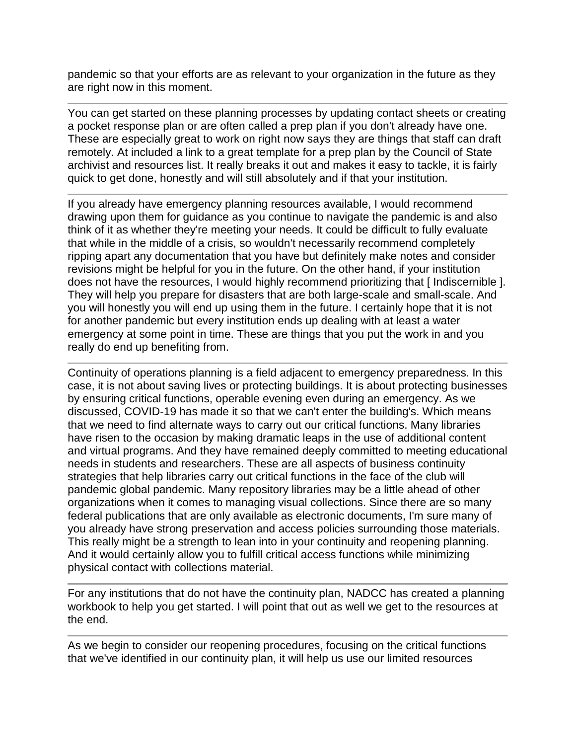pandemic so that your efforts are as relevant to your organization in the future as they are right now in this moment.

---

You can get started on these planning processes by updating contact sheets or creating a pocket response plan or are often called a prep plan if you don't already have one. These are especially great to work on right now says they are things that staff can draft remotely. At included a link to a great template for a prep plan by the Council of State archivist and resources list. It really breaks it out and makes it easy to tackle, it is fairly quick to get done, honestly and will still absolutely and if that your institution.

---

If you already have emergency planning resources available, I would recommend drawing upon them for guidance as you continue to navigate the pandemic is and also think of it as whether they're meeting your needs. It could be difficult to fully evaluate that while in the middle of a crisis, so wouldn't necessarily recommend completely ripping apart any documentation that you have but definitely make notes and consider revisions might be helpful for you in the future. On the other hand, if your institution does not have the resources, I would highly recommend prioritizing that [ Indiscernible ]. They will help you prepare for disasters that are both large-scale and small-scale. And you will honestly you will end up using them in the future. I certainly hope that it is not for another pandemic but every institution ends up dealing with at least a water emergency at some point in time. These are things that you put the work in and you really do end up benefiting from.

---

Continuity of operations planning is a field adjacent to emergency preparedness. In this case, it is not about saving lives or protecting buildings. It is about protecting businesses by ensuring critical functions, operable evening even during an emergency. As we discussed, COVID-19 has made it so that we can't enter the building's. Which means that we need to find alternate ways to carry out our critical functions. Many libraries have risen to the occasion by making dramatic leaps in the use of additional content and virtual programs. And they have remained deeply committed to meeting educational needs in students and researchers. These are all aspects of business continuity strategies that help libraries carry out critical functions in the face of the club will pandemic global pandemic. Many repository libraries may be a little ahead of other organizations when it comes to managing visual collections. Since there are so many federal publications that are only available as electronic documents, I'm sure many of you already have strong preservation and access policies surrounding those materials. This really might be a strength to lean into in your continuity and reopening planning. And it would certainly allow you to fulfill critical access functions while minimizing physical contact with collections material.

---

For any institutions that do not have the continuity plan, NADCC has created a planning workbook to help you get started. I will point that out as well we get to the resources at the end.

---

As we begin to consider our reopening procedures, focusing on the critical functions that we've identified in our continuity plan, it will help us use our limited resources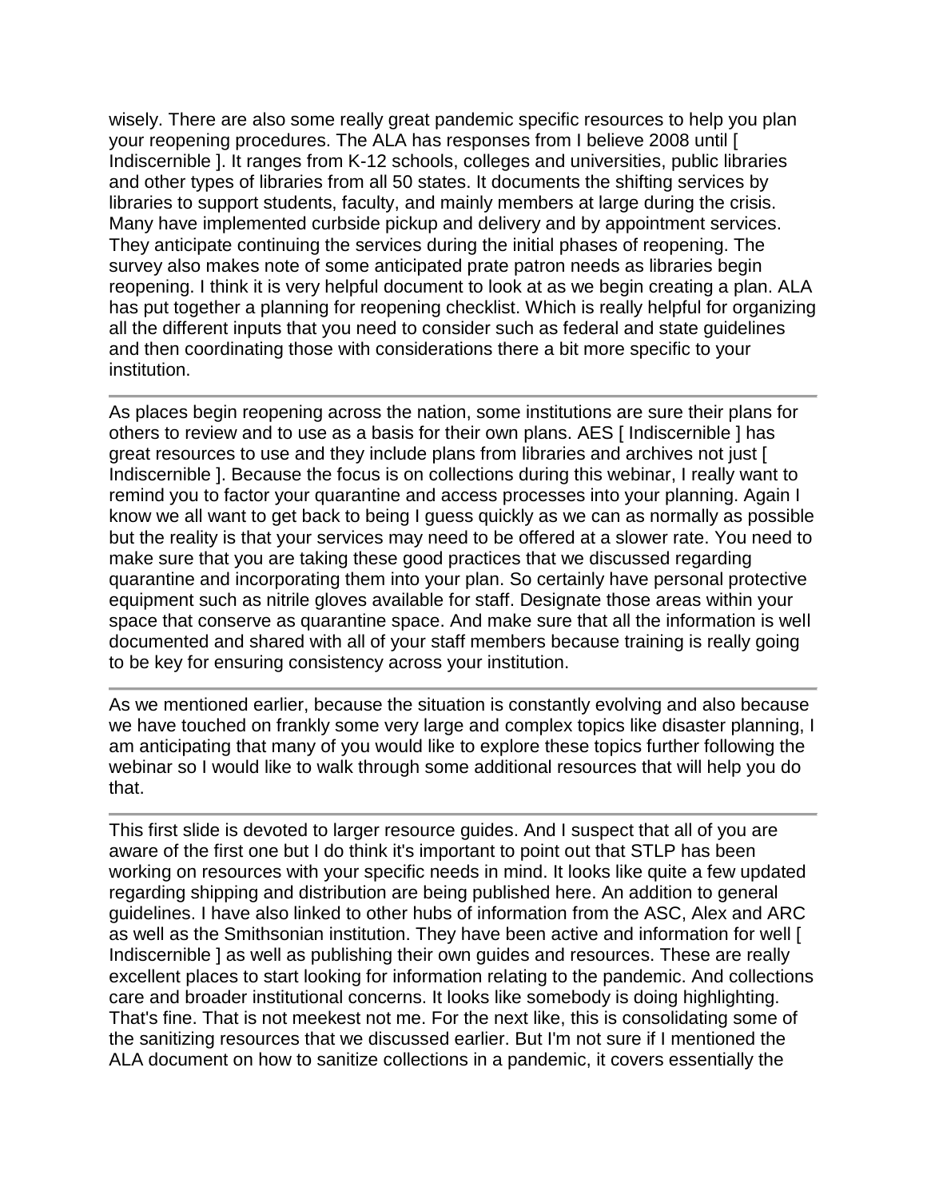wisely. There are also some really great pandemic specific resources to help you plan your reopening procedures. The ALA has responses from I believe 2008 until [ Indiscernible ]. It ranges from K-12 schools, colleges and universities, public libraries and other types of libraries from all 50 states. It documents the shifting services by libraries to support students, faculty, and mainly members at large during the crisis. Many have implemented curbside pickup and delivery and by appointment services. They anticipate continuing the services during the initial phases of reopening. The survey also makes note of some anticipated prate patron needs as libraries begin reopening. I think it is very helpful document to look at as we begin creating a plan. ALA has put together a planning for reopening checklist. Which is really helpful for organizing all the different inputs that you need to consider such as federal and state guidelines and then coordinating those with considerations there a bit more specific to your institution.

---

As places begin reopening across the nation, some institutions are sure their plans for others to review and to use as a basis for their own plans. AES [ Indiscernible ] has great resources to use and they include plans from libraries and archives not just [ Indiscernible ]. Because the focus is on collections during this webinar, I really want to remind you to factor your quarantine and access processes into your planning. Again I know we all want to get back to being I guess quickly as we can as normally as possible but the reality is that your services may need to be offered at a slower rate. You need to make sure that you are taking these good practices that we discussed regarding quarantine and incorporating them into your plan. So certainly have personal protective equipment such as nitrile gloves available for staff. Designate those areas within your space that conserve as quarantine space. And make sure that all the information is well documented and shared with all of your staff members because training is really going to be key for ensuring consistency across your institution.

---

As we mentioned earlier, because the situation is constantly evolving and also because we have touched on frankly some very large and complex topics like disaster planning, I am anticipating that many of you would like to explore these topics further following the webinar so I would like to walk through some additional resources that will help you do that.

---

This first slide is devoted to larger resource guides. And I suspect that all of you are aware of the first one but I do think it's important to point out that STLP has been working on resources with your specific needs in mind. It looks like quite a few updated regarding shipping and distribution are being published here. An addition to general guidelines. I have also linked to other hubs of information from the ASC, Alex and ARC as well as the Smithsonian institution. They have been active and information for well [ Indiscernible ] as well as publishing their own guides and resources. These are really excellent places to start looking for information relating to the pandemic. And collections care and broader institutional concerns. It looks like somebody is doing highlighting. That's fine. That is not meekest not me. For the next like, this is consolidating some of the sanitizing resources that we discussed earlier. But I'm not sure if I mentioned the ALA document on how to sanitize collections in a pandemic, it covers essentially the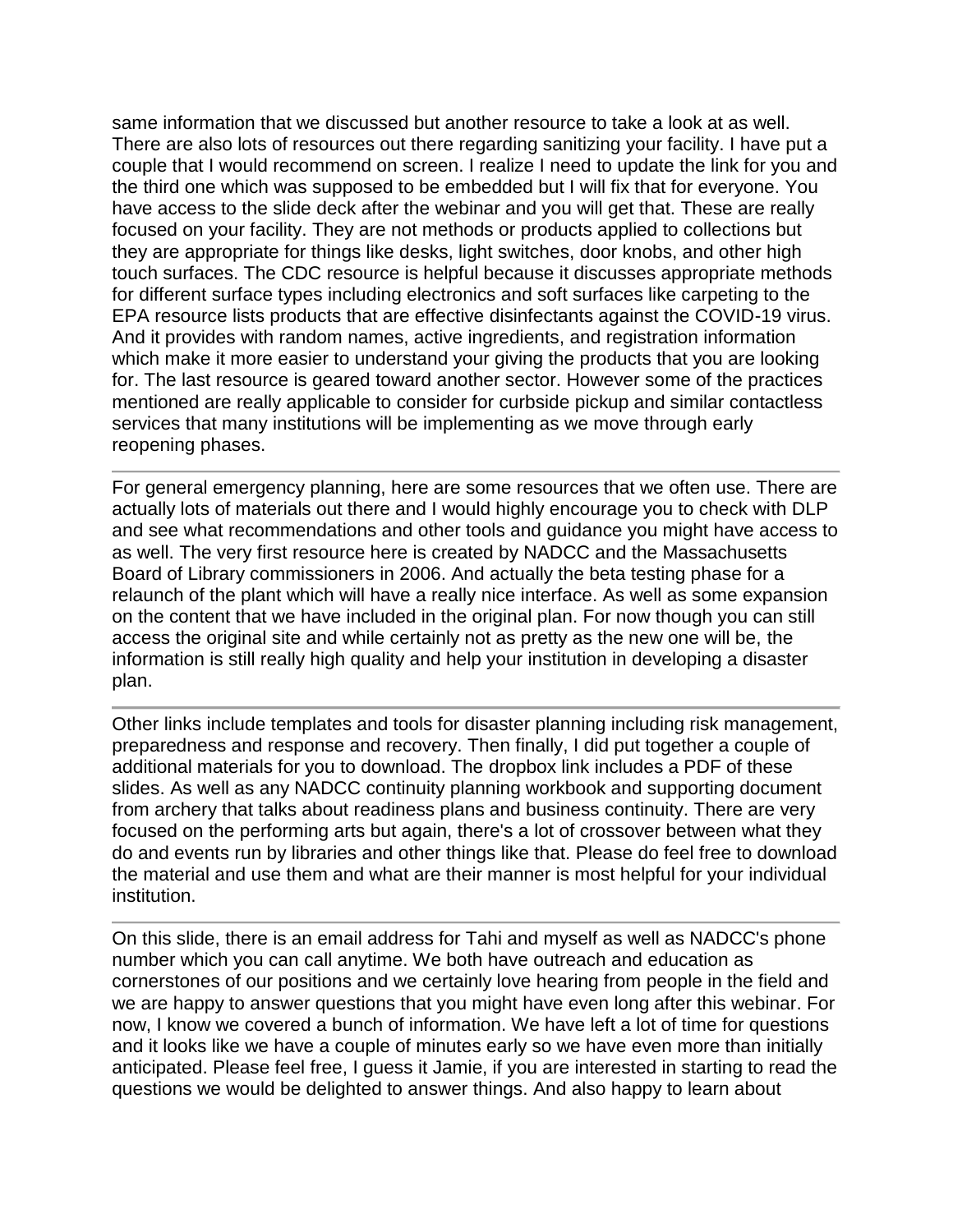same information that we discussed but another resource to take a look at as well. There are also lots of resources out there regarding sanitizing your facility. I have put a couple that I would recommend on screen. I realize I need to update the link for you and the third one which was supposed to be embedded but I will fix that for everyone. You have access to the slide deck after the webinar and you will get that. These are really focused on your facility. They are not methods or products applied to collections but they are appropriate for things like desks, light switches, door knobs, and other high touch surfaces. The CDC resource is helpful because it discusses appropriate methods for different surface types including electronics and soft surfaces like carpeting to the EPA resource lists products that are effective disinfectants against the COVID-19 virus. And it provides with random names, active ingredients, and registration information which make it more easier to understand your giving the products that you are looking for. The last resource is geared toward another sector. However some of the practices mentioned are really applicable to consider for curbside pickup and similar contactless services that many institutions will be implementing as we move through early reopening phases.

---

For general emergency planning, here are some resources that we often use. There are actually lots of materials out there and I would highly encourage you to check with DLP and see what recommendations and other tools and guidance you might have access to as well. The very first resource here is created by NADCC and the Massachusetts Board of Library commissioners in 2006. And actually the beta testing phase for a relaunch of the plant which will have a really nice interface. As well as some expansion on the content that we have included in the original plan. For now though you can still access the original site and while certainly not as pretty as the new one will be, the information is still really high quality and help your institution in developing a disaster plan.

---

Other links include templates and tools for disaster planning including risk management, preparedness and response and recovery. Then finally, I did put together a couple of additional materials for you to download. The dropbox link includes a PDF of these slides. As well as any NADCC continuity planning workbook and supporting document from archery that talks about readiness plans and business continuity. There are very focused on the performing arts but again, there's a lot of crossover between what they do and events run by libraries and other things like that. Please do feel free to download the material and use them and what are their manner is most helpful for your individual institution.

---

On this slide, there is an email address for Tahi and myself as well as NADCC's phone number which you can call anytime. We both have outreach and education as cornerstones of our positions and we certainly love hearing from people in the field and we are happy to answer questions that you might have even long after this webinar. For now, I know we covered a bunch of information. We have left a lot of time for questions and it looks like we have a couple of minutes early so we have even more than initially anticipated. Please feel free, I guess it Jamie, if you are interested in starting to read the questions we would be delighted to answer things. And also happy to learn about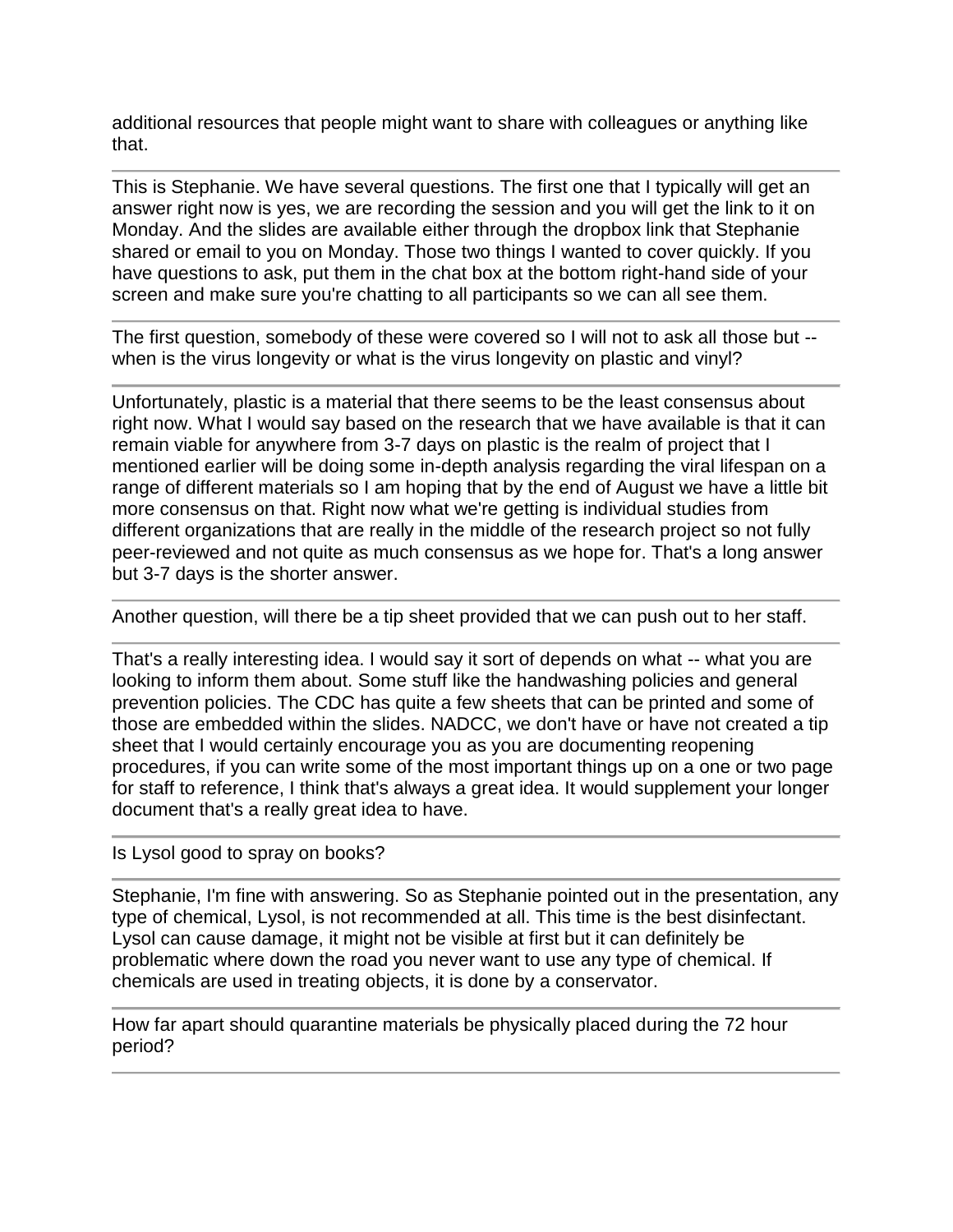additional resources that people might want to share with colleagues or anything like that.

---

This is Stephanie. We have several questions. The first one that I typically will get an answer right now is yes, we are recording the session and you will get the link to it on Monday. And the slides are available either through the dropbox link that Stephanie shared or email to you on Monday. Those two things I wanted to cover quickly. If you have questions to ask, put them in the chat box at the bottom right-hand side of your screen and make sure you're chatting to all participants so we can all see them.

---

The first question, somebody of these were covered so I will not to ask all those but -- when is the virus longevity or what is the virus longevity on plastic and vinyl?

---

Unfortunately, plastic is a material that there seems to be the least consensus about right now. What I would say based on the research that we have available is that it can remain viable for anywhere from 3-7 days on plastic is the realm of project that I mentioned earlier will be doing some in-depth analysis regarding the viral lifespan on a range of different materials so I am hoping that by the end of August we have a little bit more consensus on that. Right now what we're getting is individual studies from different organizations that are really in the middle of the research project so not fully peer-reviewed and not quite as much consensus as we hope for. That's a long answer but 3-7 days is the shorter answer.

---

Another question, will there be a tip sheet provided that we can push out to her staff.

---

That's a really interesting idea. I would say it sort of depends on what -- what you are looking to inform them about. Some stuff like the handwashing policies and general prevention policies. The CDC has quite a few sheets that can be printed and some of those are embedded within the slides. NADCC, we don't have or have not created a tip sheet that I would certainly encourage you as you are documenting reopening procedures, if you can write some of the most important things up on a one or two page for staff to reference, I think that's always a great idea. It would supplement your longer document that's a really great idea to have.

---

Is Lysol good to spray on books?

---

Stephanie, I'm fine with answering. So as Stephanie pointed out in the presentation, any type of chemical, Lysol, is not recommended at all. This time is the best disinfectant. Lysol can cause damage, it might not be visible at first but it can definitely be problematic where down the road you never want to use any type of chemical. If chemicals are used in treating objects, it is done by a conservator.

---

How far apart should quarantine materials be physically placed during the 72 hour period?

---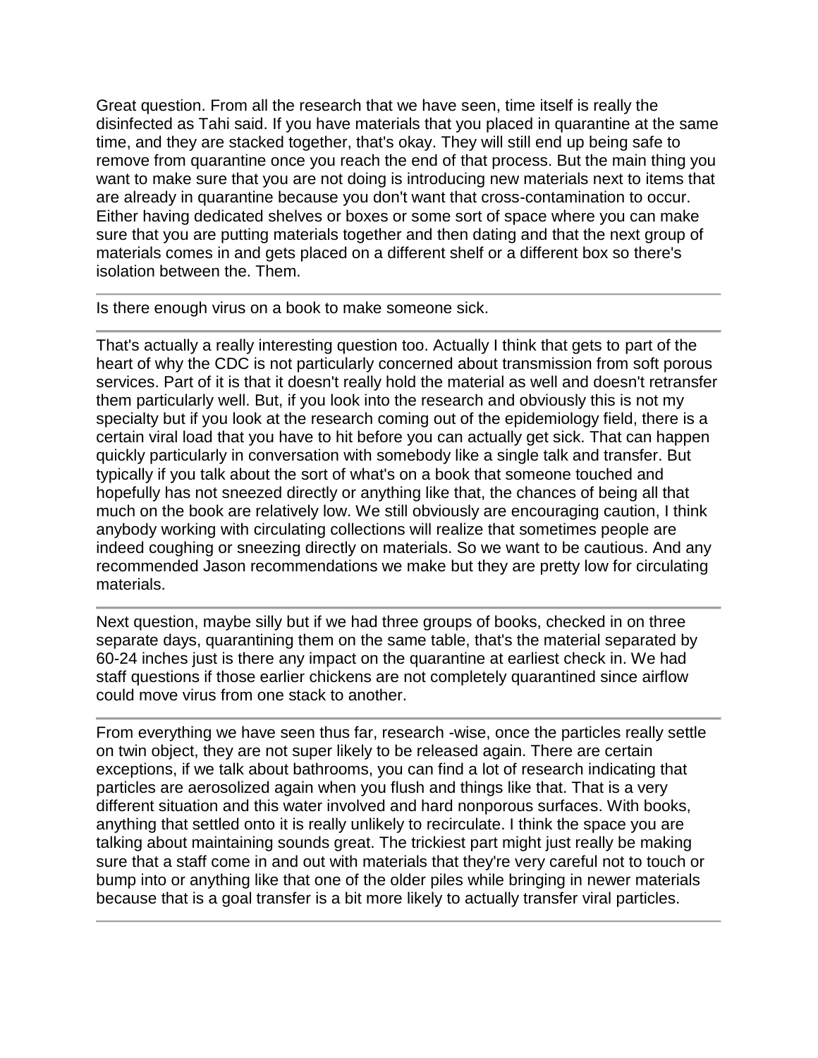Great question. From all the research that we have seen, time itself is really the disinfected as Tahi said. If you have materials that you placed in quarantine at the same time, and they are stacked together, that's okay. They will still end up being safe to remove from quarantine once you reach the end of that process. But the main thing you want to make sure that you are not doing is introducing new materials next to items that are already in quarantine because you don't want that cross-contamination to occur. Either having dedicated shelves or boxes or some sort of space where you can make sure that you are putting materials together and then dating and that the next group of materials comes in and gets placed on a different shelf or a different box so there's isolation between the. Them.

---

Is there enough virus on a book to make someone sick.

---

That's actually a really interesting question too. Actually I think that gets to part of the heart of why the CDC is not particularly concerned about transmission from soft porous services. Part of it is that it doesn't really hold the material as well and doesn't retransfer them particularly well. But, if you look into the research and obviously this is not my specialty but if you look at the research coming out of the epidemiology field, there is a certain viral load that you have to hit before you can actually get sick. That can happen quickly particularly in conversation with somebody like a single talk and transfer. But typically if you talk about the sort of what's on a book that someone touched and hopefully has not sneezed directly or anything like that, the chances of being all that much on the book are relatively low. We still obviously are encouraging caution, I think anybody working with circulating collections will realize that sometimes people are indeed coughing or sneezing directly on materials. So we want to be cautious. And any recommended Jason recommendations we make but they are pretty low for circulating materials.

---

Next question, maybe silly but if we had three groups of books, checked in on three separate days, quarantining them on the same table, that's the material separated by 60-24 inches just is there any impact on the quarantine at earliest check in. We had staff questions if those earlier chickens are not completely quarantined since airflow could move virus from one stack to another.

---

From everything we have seen thus far, research -wise, once the particles really settle on twin object, they are not super likely to be released again. There are certain exceptions, if we talk about bathrooms, you can find a lot of research indicating that particles are aerosolized again when you flush and things like that. That is a very different situation and this water involved and hard nonporous surfaces. With books, anything that settled onto it is really unlikely to recirculate. I think the space you are talking about maintaining sounds great. The trickiest part might just really be making sure that a staff come in and out with materials that they're very careful not to touch or bump into or anything like that one of the older piles while bringing in newer materials because that is a goal transfer is a bit more likely to actually transfer viral particles.

---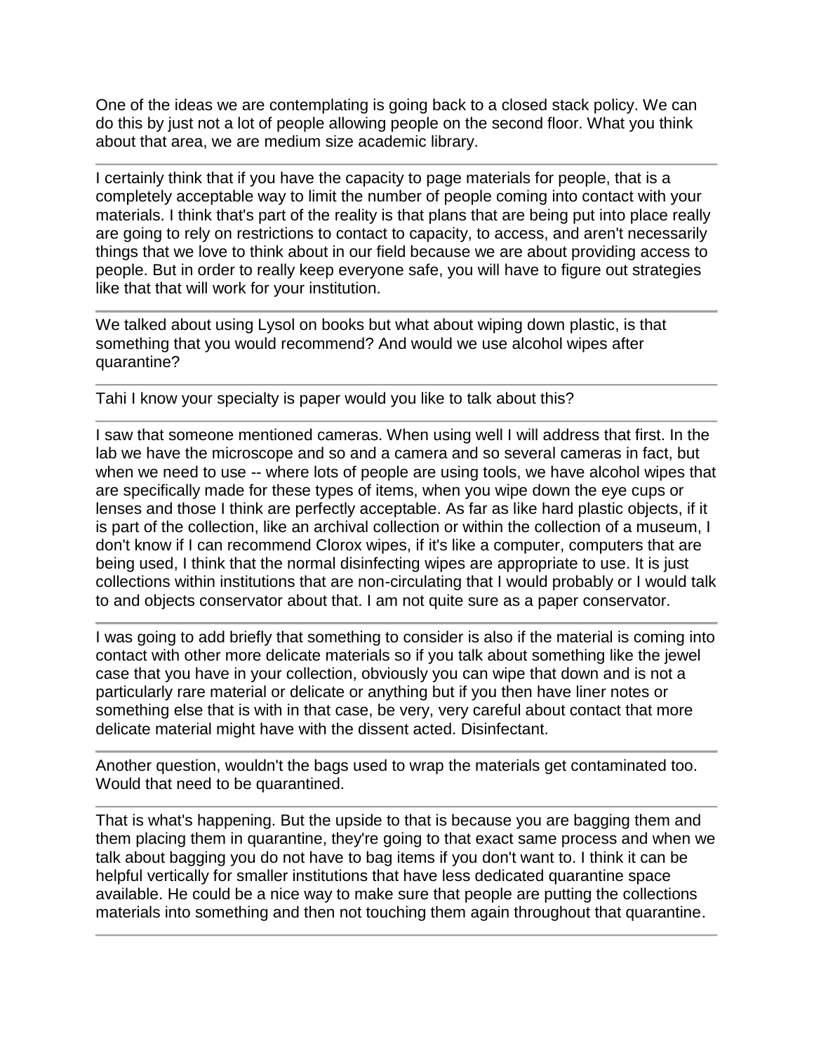One of the ideas we are contemplating is going back to a closed stack policy. We can do this by just not a lot of people allowing people on the second floor. What you think about that area, we are medium size academic library.

---

I certainly think that if you have the capacity to page materials for people, that is a completely acceptable way to limit the number of people coming into contact with your materials. I think that's part of the reality is that plans that are being put into place really are going to rely on restrictions to contact to capacity, to access, and aren't necessarily things that we love to think about in our field because we are about providing access to people. But in order to really keep everyone safe, you will have to figure out strategies like that that will work for your institution.

---

We talked about using Lysol on books but what about wiping down plastic, is that something that you would recommend? And would we use alcohol wipes after quarantine?

---

Tahi I know your specialty is paper would you like to talk about this?

---

I saw that someone mentioned cameras. When using well I will address that first. In the lab we have the microscope and so and a camera and so several cameras in fact, but when we need to use -- where lots of people are using tools, we have alcohol wipes that are specifically made for these types of items, when you wipe down the eye cups or lenses and those I think are perfectly acceptable. As far as like hard plastic objects, if it is part of the collection, like an archival collection or within the collection of a museum, I don't know if I can recommend Clorox wipes, if it's like a computer, computers that are being used, I think that the normal disinfecting wipes are appropriate to use. It is just collections within institutions that are non-circulating that I would probably or I would talk to and objects conservator about that. I am not quite sure as a paper conservator.

---

I was going to add briefly that something to consider is also if the material is coming into contact with other more delicate materials so if you talk about something like the jewel case that you have in your collection, obviously you can wipe that down and is not a particularly rare material or delicate or anything but if you then have liner notes or something else that is with in that case, be very, very careful about contact that more delicate material might have with the dissent acted. Disinfectant.

---

Another question, wouldn't the bags used to wrap the materials get contaminated too. Would that need to be quarantined.

---

That is what's happening. But the upside to that is because you are bagging them and them placing them in quarantine, they're going to that exact same process and when we talk about bagging you do not have to bag items if you don't want to. I think it can be helpful vertically for smaller institutions that have less dedicated quarantine space available. He could be a nice way to make sure that people are putting the collections materials into something and then not touching them again throughout that quarantine.

---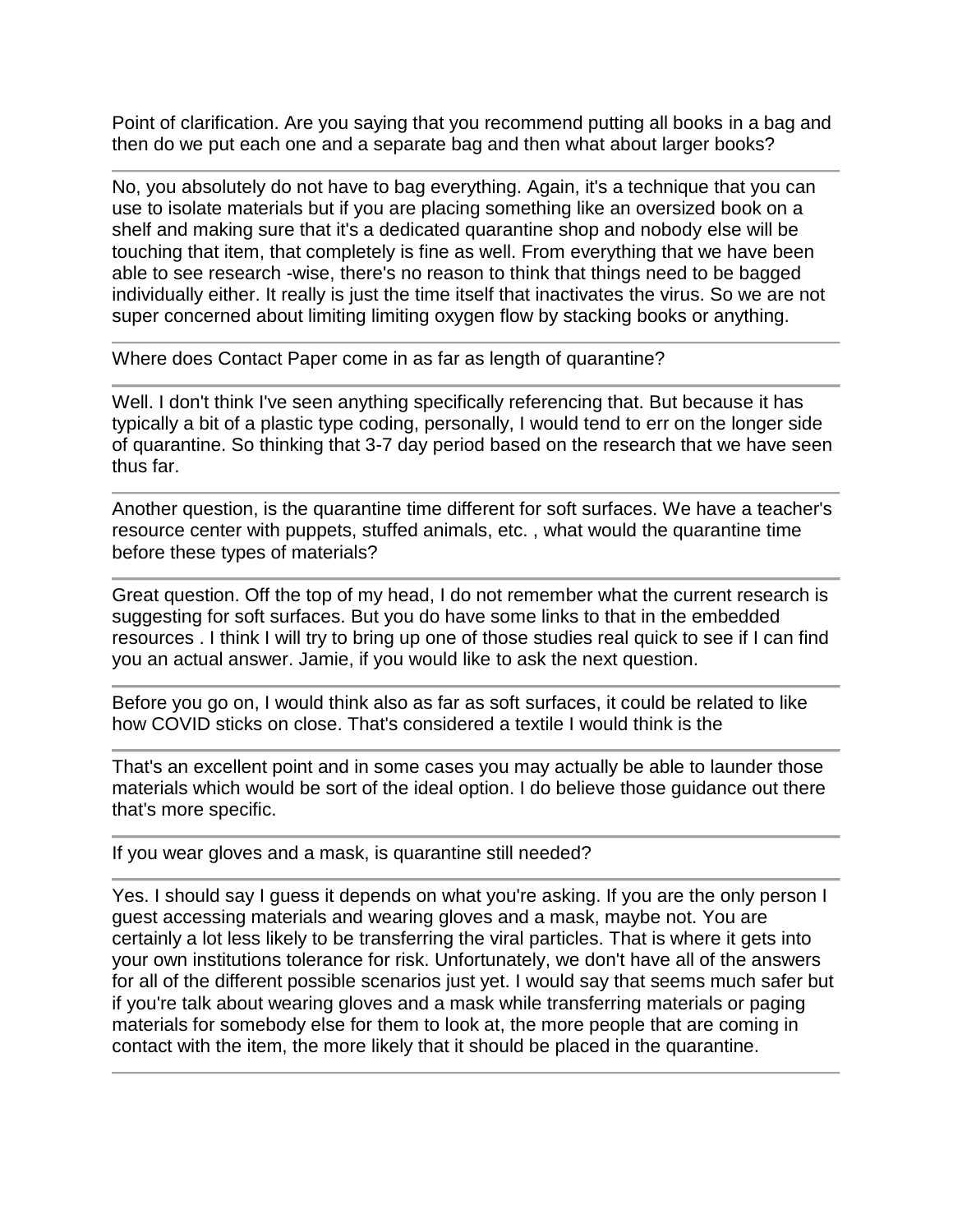Point of clarification. Are you saying that you recommend putting all books in a bag and then do we put each one and a separate bag and then what about larger books?

---

No, you absolutely do not have to bag everything. Again, it's a technique that you can use to isolate materials but if you are placing something like an oversized book on a shelf and making sure that it's a dedicated quarantine shop and nobody else will be touching that item, that completely is fine as well. From everything that we have been able to see research -wise, there's no reason to think that things need to be bagged individually either. It really is just the time itself that inactivates the virus. So we are not super concerned about limiting limiting oxygen flow by stacking books or anything.

---

Where does Contact Paper come in as far as length of quarantine?

---

Well. I don't think I've seen anything specifically referencing that. But because it has typically a bit of a plastic type coding, personally, I would tend to err on the longer side of quarantine. So thinking that 3-7 day period based on the research that we have seen thus far.

---

Another question, is the quarantine time different for soft surfaces. We have a teacher's resource center with puppets, stuffed animals, etc. , what would the quarantine time before these types of materials?

---

Great question. Off the top of my head, I do not remember what the current research is suggesting for soft surfaces. But you do have some links to that in the embedded resources . I think I will try to bring up one of those studies real quick to see if I can find you an actual answer. Jamie, if you would like to ask the next question.

---

Before you go on, I would think also as far as soft surfaces, it could be related to like how COVID sticks on close. That's considered a textile I would think is the

---

That's an excellent point and in some cases you may actually be able to launder those materials which would be sort of the ideal option. I do believe those guidance out there that's more specific.

---

If you wear gloves and a mask, is quarantine still needed?

---

Yes. I should say I guess it depends on what you're asking. If you are the only person I guest accessing materials and wearing gloves and a mask, maybe not. You are certainly a lot less likely to be transferring the viral particles. That is where it gets into your own institutions tolerance for risk. Unfortunately, we don't have all of the answers for all of the different possible scenarios just yet. I would say that seems much safer but if you're talk about wearing gloves and a mask while transferring materials or paging materials for somebody else for them to look at, the more people that are coming in contact with the item, the more likely that it should be placed in the quarantine.

---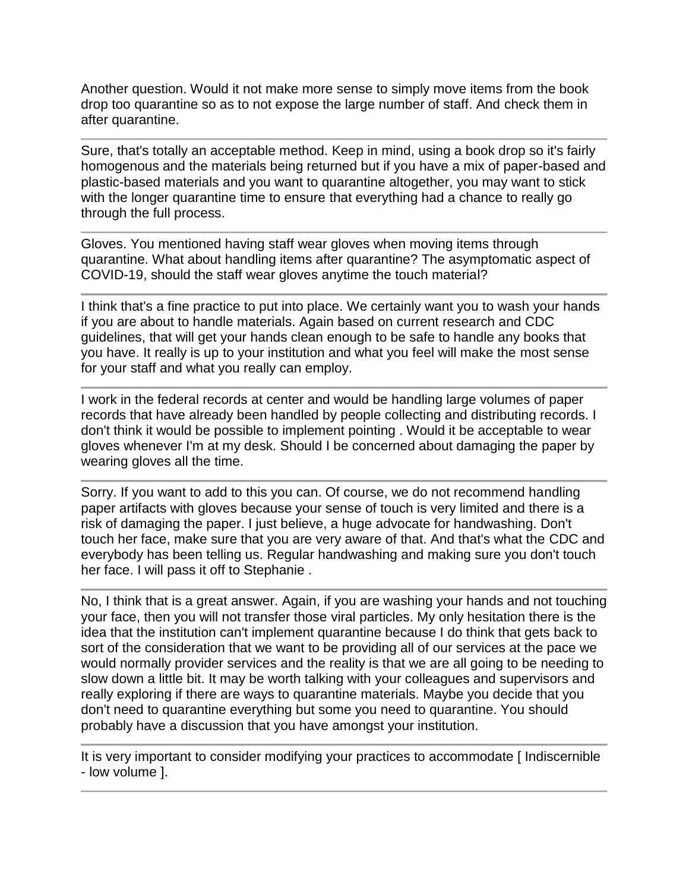Another question. Would it not make more sense to simply move items from the book drop too quarantine so as to not expose the large number of staff. And check them in after quarantine.

---

Sure, that's totally an acceptable method. Keep in mind, using a book drop so it's fairly homogenous and the materials being returned but if you have a mix of paper-based and plastic-based materials and you want to quarantine altogether, you may want to stick with the longer quarantine time to ensure that everything had a chance to really go through the full process.

---

Gloves. You mentioned having staff wear gloves when moving items through quarantine. What about handling items after quarantine? The asymptomatic aspect of COVID-19, should the staff wear gloves anytime the touch material?

---

I think that's a fine practice to put into place. We certainly want you to wash your hands if you are about to handle materials. Again based on current research and CDC guidelines, that will get your hands clean enough to be safe to handle any books that you have. It really is up to your institution and what you feel will make the most sense for your staff and what you really can employ.

---

I work in the federal records at center and would be handling large volumes of paper records that have already been handled by people collecting and distributing records. I don't think it would be possible to implement pointing . Would it be acceptable to wear gloves whenever I'm at my desk. Should I be concerned about damaging the paper by wearing gloves all the time.

---

Sorry. If you want to add to this you can. Of course, we do not recommend handling paper artifacts with gloves because your sense of touch is very limited and there is a risk of damaging the paper. I just believe, a huge advocate for handwashing. Don't touch her face, make sure that you are very aware of that. And that's what the CDC and everybody has been telling us. Regular handwashing and making sure you don't touch her face. I will pass it off to Stephanie .

---

No, I think that is a great answer. Again, if you are washing your hands and not touching your face, then you will not transfer those viral particles. My only hesitation there is the idea that the institution can't implement quarantine because I do think that gets back to sort of the consideration that we want to be providing all of our services at the pace we would normally provider services and the reality is that we are all going to be needing to slow down a little bit. It may be worth talking with your colleagues and supervisors and really exploring if there are ways to quarantine materials. Maybe you decide that you don't need to quarantine everything but some you need to quarantine. You should probably have a discussion that you have amongst your institution.

---

It is very important to consider modifying your practices to accommodate [ Indiscernible - low volume ].

---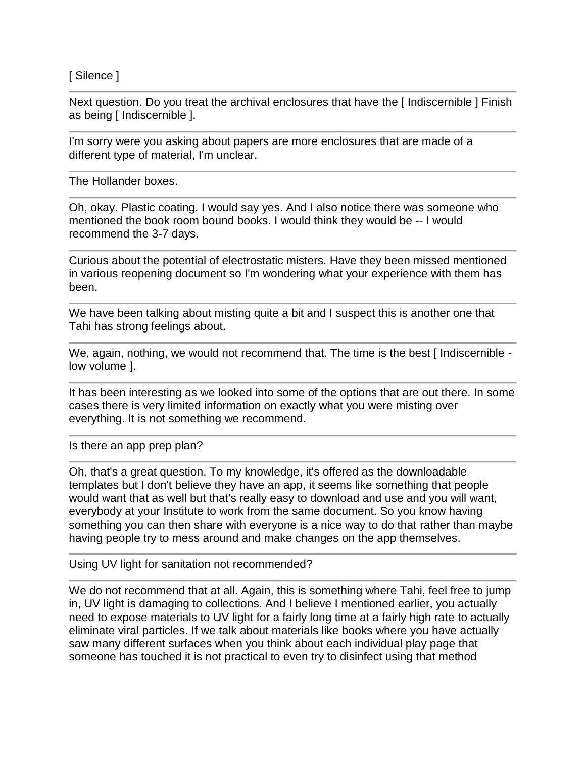[ Silence ]

---

Next question. Do you treat the archival enclosures that have the [ Indiscernible ] Finish as being [ Indiscernible ].

---

I'm sorry were you asking about papers are more enclosures that are made of a different type of material, I'm unclear.

---

The Hollander boxes.

---

Oh, okay. Plastic coating. I would say yes. And I also notice there was someone who mentioned the book room bound books. I would think they would be -- I would recommend the 3-7 days.

---

Curious about the potential of electrostatic misters. Have they been missed mentioned in various reopening document so I'm wondering what your experience with them has been.

---

We have been talking about misting quite a bit and I suspect this is another one that Tahi has strong feelings about.

---

We, again, nothing, we would not recommend that. The time is the best [ Indiscernible - low volume ].

---

It has been interesting as we looked into some of the options that are out there. In some cases there is very limited information on exactly what you were misting over everything. It is not something we recommend.

---

Is there an app prep plan?

---

Oh, that's a great question. To my knowledge, it's offered as the downloadable templates but I don't believe they have an app, it seems like something that people would want that as well but that's really easy to download and use and you will want, everybody at your Institute to work from the same document. So you know having something you can then share with everyone is a nice way to do that rather than maybe having people try to mess around and make changes on the app themselves.

---

Using UV light for sanitation not recommended?

---

We do not recommend that at all. Again, this is something where Tahi, feel free to jump in, UV light is damaging to collections. And I believe I mentioned earlier, you actually need to expose materials to UV light for a fairly long time at a fairly high rate to actually eliminate viral particles. If we talk about materials like books where you have actually saw many different surfaces when you think about each individual play page that someone has touched it is not practical to even try to disinfect using that method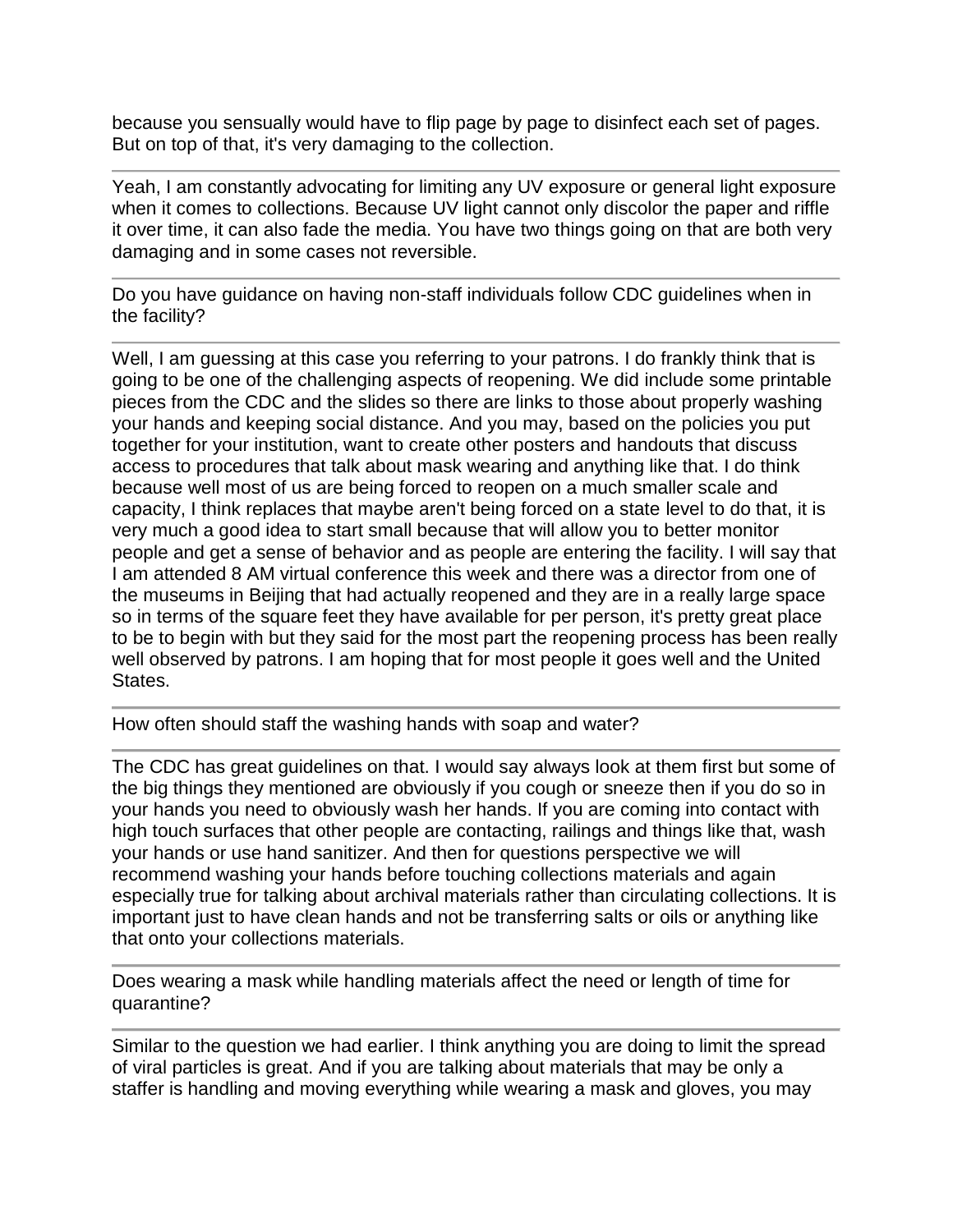because you sensually would have to flip page by page to disinfect each set of pages. But on top of that, it's very damaging to the collection.

---

Yeah, I am constantly advocating for limiting any UV exposure or general light exposure when it comes to collections. Because UV light cannot only discolor the paper and riffle it over time, it can also fade the media. You have two things going on that are both very damaging and in some cases not reversible.

---

Do you have guidance on having non-staff individuals follow CDC guidelines when in the facility?

---

Well, I am guessing at this case you referring to your patrons. I do frankly think that is going to be one of the challenging aspects of reopening. We did include some printable pieces from the CDC and the slides so there are links to those about properly washing your hands and keeping social distance. And you may, based on the policies you put together for your institution, want to create other posters and handouts that discuss access to procedures that talk about mask wearing and anything like that. I do think because well most of us are being forced to reopen on a much smaller scale and capacity, I think replaces that maybe aren't being forced on a state level to do that, it is very much a good idea to start small because that will allow you to better monitor people and get a sense of behavior and as people are entering the facility. I will say that I am attended 8 AM virtual conference this week and there was a director from one of the museums in Beijing that had actually reopened and they are in a really large space so in terms of the square feet they have available for per person, it's pretty great place to be to begin with but they said for the most part the reopening process has been really well observed by patrons. I am hoping that for most people it goes well and the United States.

---

How often should staff the washing hands with soap and water?

---

The CDC has great guidelines on that. I would say always look at them first but some of the big things they mentioned are obviously if you cough or sneeze then if you do so in your hands you need to obviously wash her hands. If you are coming into contact with high touch surfaces that other people are contacting, railings and things like that, wash your hands or use hand sanitizer. And then for questions perspective we will recommend washing your hands before touching collections materials and again especially true for talking about archival materials rather than circulating collections. It is important just to have clean hands and not be transferring salts or oils or anything like that onto your collections materials.

---

Does wearing a mask while handling materials affect the need or length of time for quarantine?

---

Similar to the question we had earlier. I think anything you are doing to limit the spread of viral particles is great. And if you are talking about materials that may be only a staffer is handling and moving everything while wearing a mask and gloves, you may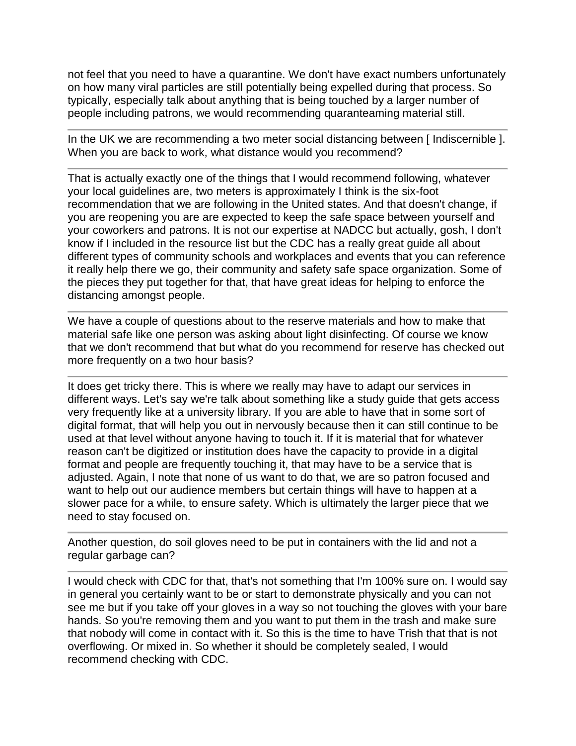not feel that you need to have a quarantine. We don't have exact numbers unfortunately on how many viral particles are still potentially being expelled during that process. So typically, especially talk about anything that is being touched by a larger number of people including patrons, we would recommending quaranteaming material still.

---

In the UK we are recommending a two meter social distancing between [ Indiscernible ]. When you are back to work, what distance would you recommend?

---

That is actually exactly one of the things that I would recommend following, whatever your local guidelines are, two meters is approximately I think is the six-foot recommendation that we are following in the United states. And that doesn't change, if you are reopening you are are expected to keep the safe space between yourself and your coworkers and patrons. It is not our expertise at NADCC but actually, gosh, I don't know if I included in the resource list but the CDC has a really great guide all about different types of community schools and workplaces and events that you can reference it really help there we go, their community and safety safe space organization. Some of the pieces they put together for that, that have great ideas for helping to enforce the distancing amongst people.

---

We have a couple of questions about to the reserve materials and how to make that material safe like one person was asking about light disinfecting. Of course we know that we don't recommend that but what do you recommend for reserve has checked out more frequently on a two hour basis?

---

It does get tricky there. This is where we really may have to adapt our services in different ways. Let's say we're talk about something like a study guide that gets access very frequently like at a university library. If you are able to have that in some sort of digital format, that will help you out in nervously because then it can still continue to be used at that level without anyone having to touch it. If it is material that for whatever reason can't be digitized or institution does have the capacity to provide in a digital format and people are frequently touching it, that may have to be a service that is adjusted. Again, I note that none of us want to do that, we are so patron focused and want to help out our audience members but certain things will have to happen at a slower pace for a while, to ensure safety. Which is ultimately the larger piece that we need to stay focused on.

---

Another question, do soil gloves need to be put in containers with the lid and not a regular garbage can?

---

I would check with CDC for that, that's not something that I'm 100% sure on. I would say in general you certainly want to be or start to demonstrate physically and you can not see me but if you take off your gloves in a way so not touching the gloves with your bare hands. So you're removing them and you want to put them in the trash and make sure that nobody will come in contact with it. So this is the time to have Trish that that is not overflowing. Or mixed in. So whether it should be completely sealed, I would recommend checking with CDC.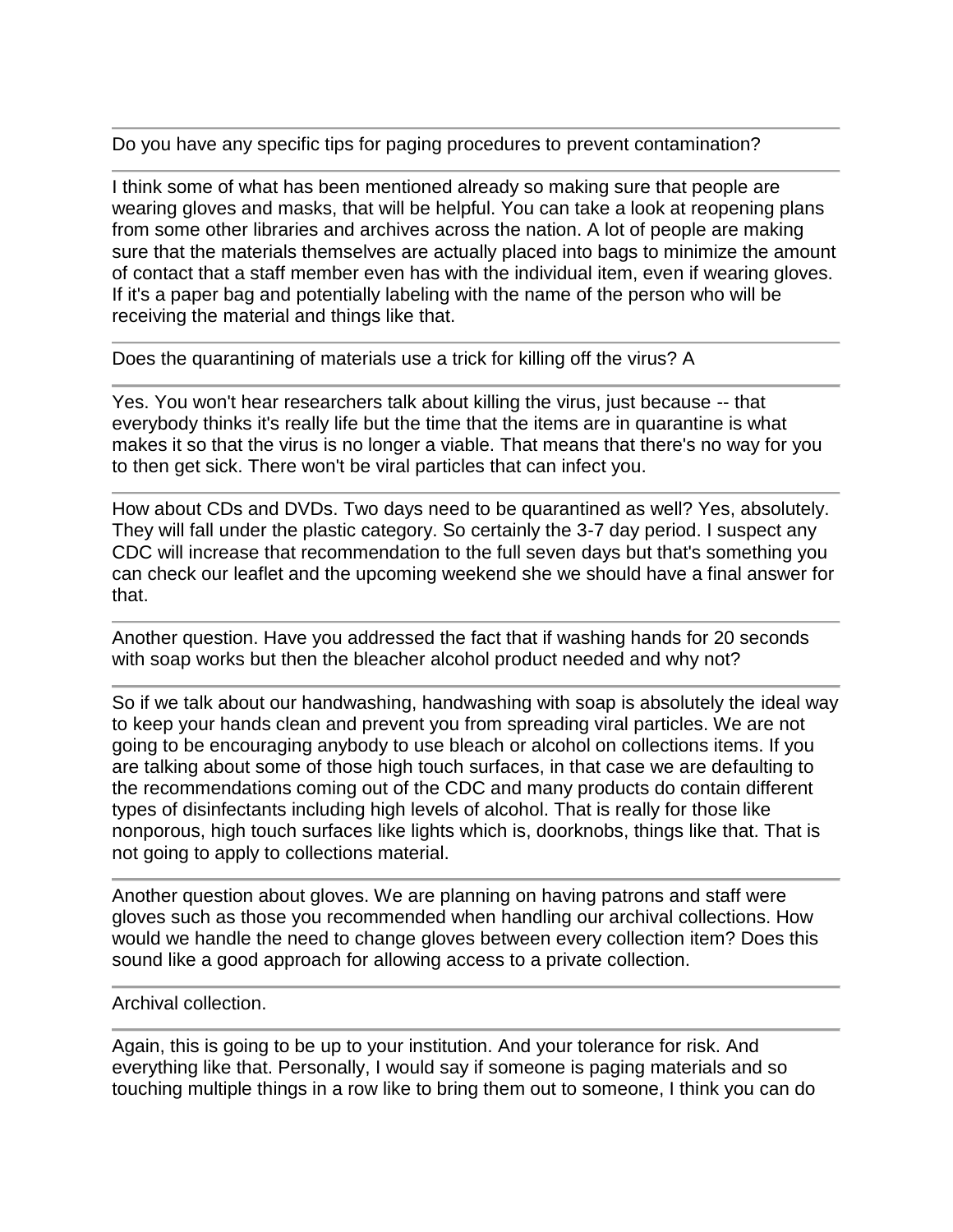Do you have any specific tips for paging procedures to prevent contamination?

---

I think some of what has been mentioned already so making sure that people are wearing gloves and masks, that will be helpful. You can take a look at reopening plans from some other libraries and archives across the nation. A lot of people are making sure that the materials themselves are actually placed into bags to minimize the amount of contact that a staff member even has with the individual item, even if wearing gloves. If it's a paper bag and potentially labeling with the name of the person who will be receiving the material and things like that.

---

Does the quarantining of materials use a trick for killing off the virus? A

---

Yes. You won't hear researchers talk about killing the virus, just because -- that everybody thinks it's really life but the time that the items are in quarantine is what makes it so that the virus is no longer a viable. That means that there's no way for you to then get sick. There won't be viral particles that can infect you.

---

How about CDs and DVDs. Two days need to be quarantined as well? Yes, absolutely. They will fall under the plastic category. So certainly the 3-7 day period. I suspect any CDC will increase that recommendation to the full seven days but that's something you can check our leaflet and the upcoming weekend she we should have a final answer for that.

---

Another question. Have you addressed the fact that if washing hands for 20 seconds with soap works but then the bleacher alcohol product needed and why not?

---

So if we talk about our handwashing, handwashing with soap is absolutely the ideal way to keep your hands clean and prevent you from spreading viral particles. We are not going to be encouraging anybody to use bleach or alcohol on collections items. If you are talking about some of those high touch surfaces, in that case we are defaulting to the recommendations coming out of the CDC and many products do contain different types of disinfectants including high levels of alcohol. That is really for those like nonporous, high touch surfaces like lights which is, doorknobs, things like that. That is not going to apply to collections material.

---

Another question about gloves. We are planning on having patrons and staff were gloves such as those you recommended when handling our archival collections. How would we handle the need to change gloves between every collection item? Does this sound like a good approach for allowing access to a private collection.

---

Archival collection.

---

Again, this is going to be up to your institution. And your tolerance for risk. And everything like that. Personally, I would say if someone is paging materials and so touching multiple things in a row like to bring them out to someone, I think you can do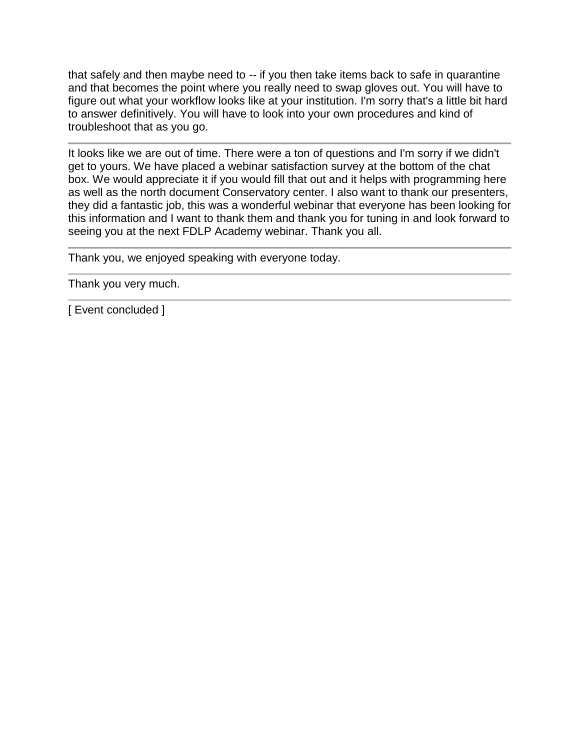that safely and then maybe need to -- if you then take items back to safe in quarantine and that becomes the point where you really need to swap gloves out. You will have to figure out what your workflow looks like at your institution. I'm sorry that's a little bit hard to answer definitively. You will have to look into your own procedures and kind of troubleshoot that as you go.

---

It looks like we are out of time. There were a ton of questions and I'm sorry if we didn't get to yours. We have placed a webinar satisfaction survey at the bottom of the chat box. We would appreciate it if you would fill that out and it helps with programming here as well as the north document Conservatory center. I also want to thank our presenters, they did a fantastic job, this was a wonderful webinar that everyone has been looking for this information and I want to thank them and thank you for tuning in and look forward to seeing you at the next FDLP Academy webinar. Thank you all.

---

Thank you, we enjoyed speaking with everyone today.

---

Thank you very much.

---

[ Event concluded ]